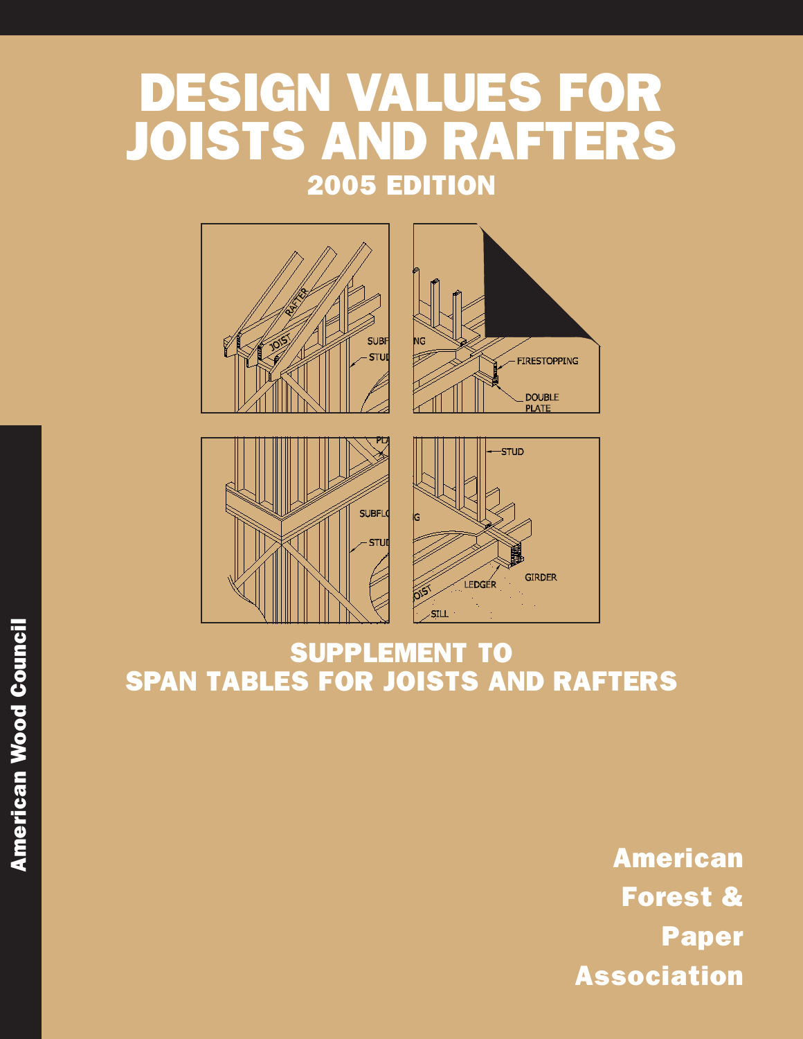# DESIGN VALUES FOR JOISTS AND RAFTERS

## 2005 EDITION

## SUPPLEMENT TO SPAN TABLES FOR JOISTS AND RAFTERS

American Wood Council

**American Forest & Paper Association**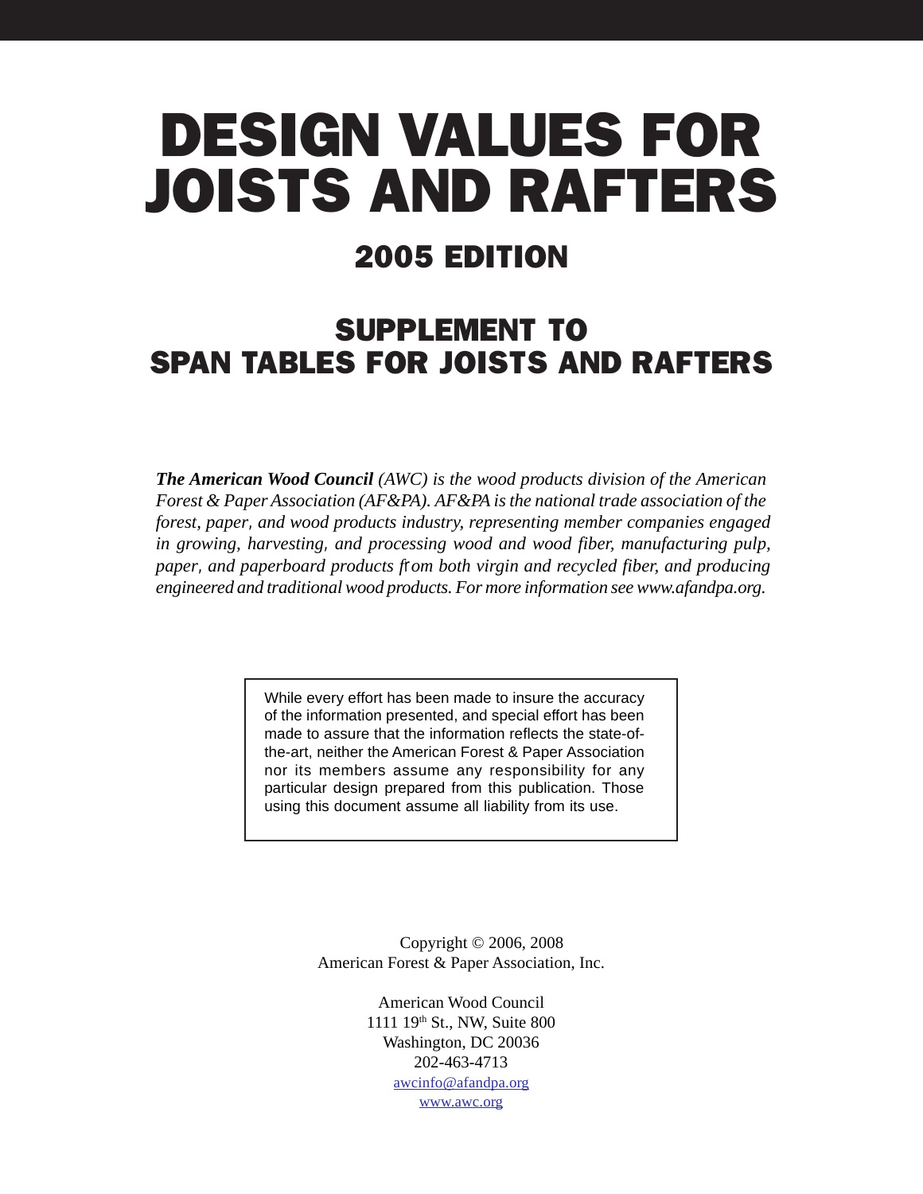# DESIGN VALUES FOR JOISTS AND RAFTERS

## 2005 EDITION

## SUPPLEMENT TO SPAN TABLES FOR JOISTS AND RAFTERS

***The American Wood Council*** *(AWC) is the wood products division of the American Forest & Paper Association (AF&PA). AF&PA is the national trade association of the forest, paper, and wood products industry, representing member companies engaged in growing, harvesting, and processing wood and wood fiber, manufacturing pulp, paper, and paperboard products from both virgin and recycled fiber, and producing engineered and traditional wood products. For more information see www.afandpa.org.*

> While every effort has been made to insure the accuracy of the information presented, and special effort has been made to assure that the information reflects the state-of-the-art, neither the American Forest & Paper Association nor its members assume any responsibility for any particular design prepared from this publication. Those using this document assume all liability from its use.

Copyright © 2006, 2008
American Forest & Paper Association, Inc.

American Wood Council
1111 19th St., NW, Suite 800
Washington, DC 20036
202-463-4713
awcinfo@afandpa.org
www.awc.org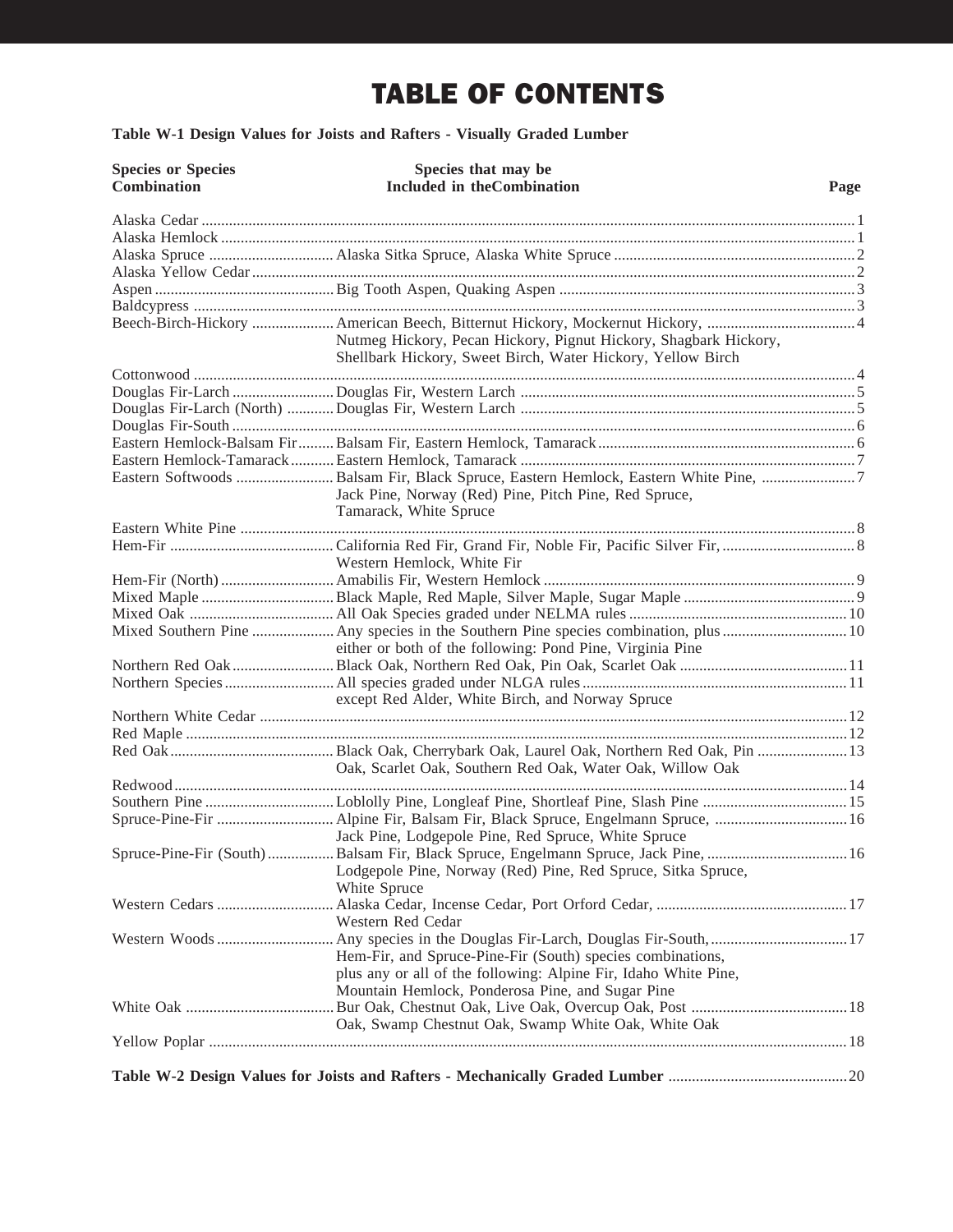# TABLE OF CONTENTS

**Table W-1 Design Values for Joists and Rafters - Visually Graded Lumber**

| Species or Species Combination | Species that may be Included in the Combination | Page |
|---|---|---|
| Alaska Cedar | | 1 |
| Alaska Hemlock | | 1 |
| Alaska Spruce | Alaska Sitka Spruce, Alaska White Spruce | 2 |
| Alaska Yellow Cedar | | 2 |
| Aspen | Big Tooth Aspen, Quaking Aspen | 3 |
| Baldcypress | | 3 |
| Beech-Birch-Hickory | American Beech, Bitternut Hickory, Mockernut Hickory, Nutmeg Hickory, Pecan Hickory, Pignut Hickory, Shagbark Hickory, Shellbark Hickory, Sweet Birch, Water Hickory, Yellow Birch | 4 |
| Cottonwood | | 4 |
| Douglas Fir-Larch | Douglas Fir, Western Larch | 5 |
| Douglas Fir-Larch (North) | Douglas Fir, Western Larch | 5 |
| Douglas Fir-South | | 6 |
| Eastern Hemlock-Balsam Fir | Balsam Fir, Eastern Hemlock, Tamarack | 6 |
| Eastern Hemlock-Tamarack | Eastern Hemlock, Tamarack | 7 |
| Eastern Softwoods | Balsam Fir, Black Spruce, Eastern Hemlock, Eastern White Pine, Jack Pine, Norway (Red) Pine, Pitch Pine, Red Spruce, Tamarack, White Spruce | 7 |
| Eastern White Pine | | 8 |
| Hem-Fir | California Red Fir, Grand Fir, Noble Fir, Pacific Silver Fir, Western Hemlock, White Fir | 8 |
| Hem-Fir (North) | Amabilis Fir, Western Hemlock | 9 |
| Mixed Maple | Black Maple, Red Maple, Silver Maple, Sugar Maple | 9 |
| Mixed Oak | All Oak Species graded under NELMA rules | 10 |
| Mixed Southern Pine | Any species in the Southern Pine species combination, plus either or both of the following: Pond Pine, Virginia Pine | 10 |
| Northern Red Oak | Black Oak, Northern Red Oak, Pin Oak, Scarlet Oak | 11 |
| Northern Species | All species graded under NLGA rules except Red Alder, White Birch, and Norway Spruce | 11 |
| Northern White Cedar | | 12 |
| Red Maple | | 12 |
| Red Oak | Black Oak, Cherrybark Oak, Laurel Oak, Northern Red Oak, Pin Oak, Scarlet Oak, Southern Red Oak, Water Oak, Willow Oak | 13 |
| Redwood | | 14 |
| Southern Pine | Loblolly Pine, Longleaf Pine, Shortleaf Pine, Slash Pine | 15 |
| Spruce-Pine-Fir | Alpine Fir, Balsam Fir, Black Spruce, Engelmann Spruce, Jack Pine, Lodgepole Pine, Red Spruce, White Spruce | 16 |
| Spruce-Pine-Fir (South) | Balsam Fir, Black Spruce, Engelmann Spruce, Jack Pine, Lodgepole Pine, Norway (Red) Pine, Red Spruce, Sitka Spruce, White Spruce | 16 |
| Western Cedars | Alaska Cedar, Incense Cedar, Port Orford Cedar, Western Red Cedar | 17 |
| Western Woods | Any species in the Douglas Fir-Larch, Douglas Fir-South, Hem-Fir, and Spruce-Pine-Fir (South) species combinations, plus any or all of the following: Alpine Fir, Idaho White Pine, Mountain Hemlock, Ponderosa Pine, and Sugar Pine | 17 |
| White Oak | Bur Oak, Chestnut Oak, Live Oak, Overcup Oak, Post Oak, Swamp Chestnut Oak, Swamp White Oak, White Oak | 18 |
| Yellow Poplar | | 18 |

**Table W-2 Design Values for Joists and Rafters - Mechanically Graded Lumber** .......... 20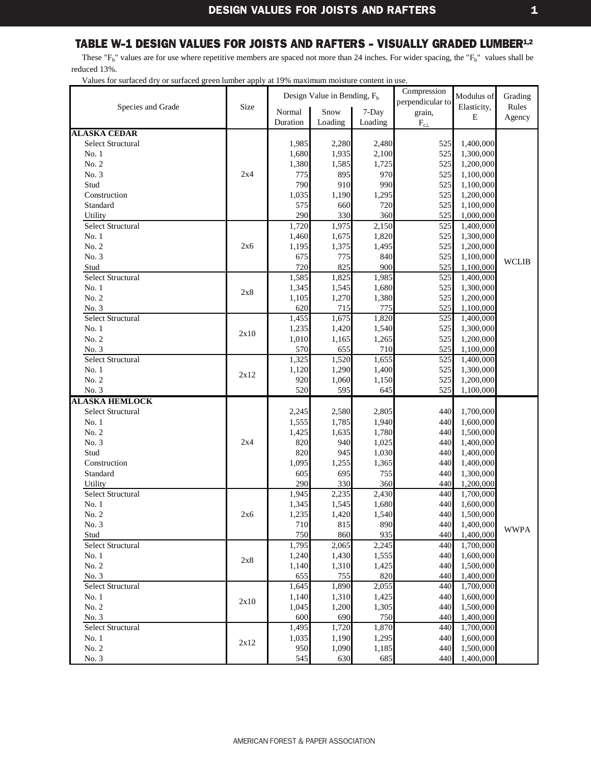## TABLE W-1 DESIGN VALUES FOR JOISTS AND RAFTERS - VISUALLY GRADED LUMBER[1,2]

These "$F_b$" values are for use where repetitive members are spaced not more than 24 inches. For wider spacing, the "$F_b$" values shall be reduced 13%.

Values for surfaced dry or surfaced green lumber apply at 19% maximum moisture content in use.

| Species and Grade | Size | Design Value in Bending, $F_b$ | | | Compression perpendicular to grain, $F_{c\perp}$ | Modulus of Elasticity, E | Grading Rules Agency |
|---|---|---|---|---|---|---|---|
| | | Normal Duration | Snow Loading | 7-Day Loading | | | |
| **ALASKA CEDAR** | | | | | | | |
| Select Structural | 2x4 | 1,985 | 2,280 | 2,480 | 525 | 1,400,000 | WCLIB |
| No. 1 | 2x4 | 1,680 | 1,935 | 2,100 | 525 | 1,300,000 | WCLIB |
| No. 2 | 2x4 | 1,380 | 1,585 | 1,725 | 525 | 1,200,000 | WCLIB |
| No. 3 | 2x4 | 775 | 895 | 970 | 525 | 1,100,000 | WCLIB |
| Stud | 2x4 | 790 | 910 | 990 | 525 | 1,100,000 | WCLIB |
| Construction | 2x4 | 1,035 | 1,190 | 1,295 | 525 | 1,200,000 | WCLIB |
| Standard | 2x4 | 575 | 660 | 720 | 525 | 1,100,000 | WCLIB |
| Utility | 2x4 | 290 | 330 | 360 | 525 | 1,000,000 | WCLIB |
| Select Structural | 2x6 | 1,720 | 1,975 | 2,150 | 525 | 1,400,000 | WCLIB |
| No. 1 | 2x6 | 1,460 | 1,675 | 1,820 | 525 | 1,300,000 | WCLIB |
| No. 2 | 2x6 | 1,195 | 1,375 | 1,495 | 525 | 1,200,000 | WCLIB |
| No. 3 | 2x6 | 675 | 775 | 840 | 525 | 1,100,000 | WCLIB |
| Stud | 2x6 | 720 | 825 | 900 | 525 | 1,100,000 | WCLIB |
| Select Structural | 2x8 | 1,585 | 1,825 | 1,985 | 525 | 1,400,000 | WCLIB |
| No. 1 | 2x8 | 1,345 | 1,545 | 1,680 | 525 | 1,300,000 | WCLIB |
| No. 2 | 2x8 | 1,105 | 1,270 | 1,380 | 525 | 1,200,000 | WCLIB |
| No. 3 | 2x8 | 620 | 715 | 775 | 525 | 1,100,000 | WCLIB |
| Select Structural | 2x10 | 1,455 | 1,675 | 1,820 | 525 | 1,400,000 | WCLIB |
| No. 1 | 2x10 | 1,235 | 1,420 | 1,540 | 525 | 1,300,000 | WCLIB |
| No. 2 | 2x10 | 1,010 | 1,165 | 1,265 | 525 | 1,200,000 | WCLIB |
| No. 3 | 2x10 | 570 | 655 | 710 | 525 | 1,100,000 | WCLIB |
| Select Structural | 2x12 | 1,325 | 1,520 | 1,655 | 525 | 1,400,000 | WCLIB |
| No. 1 | 2x12 | 1,120 | 1,290 | 1,400 | 525 | 1,300,000 | WCLIB |
| No. 2 | 2x12 | 920 | 1,060 | 1,150 | 525 | 1,200,000 | WCLIB |
| No. 3 | 2x12 | 520 | 595 | 645 | 525 | 1,100,000 | WCLIB |
| **ALASKA HEMLOCK** | | | | | | | |
| Select Structural | 2x4 | 2,245 | 2,580 | 2,805 | 440 | 1,700,000 | WWPA |
| No. 1 | 2x4 | 1,555 | 1,785 | 1,940 | 440 | 1,600,000 | WWPA |
| No. 2 | 2x4 | 1,425 | 1,635 | 1,780 | 440 | 1,500,000 | WWPA |
| No. 3 | 2x4 | 820 | 940 | 1,025 | 440 | 1,400,000 | WWPA |
| Stud | 2x4 | 820 | 945 | 1,030 | 440 | 1,400,000 | WWPA |
| Construction | 2x4 | 1,095 | 1,255 | 1,365 | 440 | 1,400,000 | WWPA |
| Standard | 2x4 | 605 | 695 | 755 | 440 | 1,300,000 | WWPA |
| Utility | 2x4 | 290 | 330 | 360 | 440 | 1,200,000 | WWPA |
| Select Structural | 2x6 | 1,945 | 2,235 | 2,430 | 440 | 1,700,000 | WWPA |
| No. 1 | 2x6 | 1,345 | 1,545 | 1,680 | 440 | 1,600,000 | WWPA |
| No. 2 | 2x6 | 1,235 | 1,420 | 1,540 | 440 | 1,500,000 | WWPA |
| No. 3 | 2x6 | 710 | 815 | 890 | 440 | 1,400,000 | WWPA |
| Stud | 2x6 | 750 | 860 | 935 | 440 | 1,400,000 | WWPA |
| Select Structural | 2x8 | 1,795 | 2,065 | 2,245 | 440 | 1,700,000 | WWPA |
| No. 1 | 2x8 | 1,240 | 1,430 | 1,555 | 440 | 1,600,000 | WWPA |
| No. 2 | 2x8 | 1,140 | 1,310 | 1,425 | 440 | 1,500,000 | WWPA |
| No. 3 | 2x8 | 655 | 755 | 820 | 440 | 1,400,000 | WWPA |
| Select Structural | 2x10 | 1,645 | 1,890 | 2,055 | 440 | 1,700,000 | WWPA |
| No. 1 | 2x10 | 1,140 | 1,310 | 1,425 | 440 | 1,600,000 | WWPA |
| No. 2 | 2x10 | 1,045 | 1,200 | 1,305 | 440 | 1,500,000 | WWPA |
| No. 3 | 2x10 | 600 | 690 | 750 | 440 | 1,400,000 | WWPA |
| Select Structural | 2x12 | 1,495 | 1,720 | 1,870 | 440 | 1,700,000 | WWPA |
| No. 1 | 2x12 | 1,035 | 1,190 | 1,295 | 440 | 1,600,000 | WWPA |
| No. 2 | 2x12 | 950 | 1,090 | 1,185 | 440 | 1,500,000 | WWPA |
| No. 3 | 2x12 | 545 | 630 | 685 | 440 | 1,400,000 | WWPA |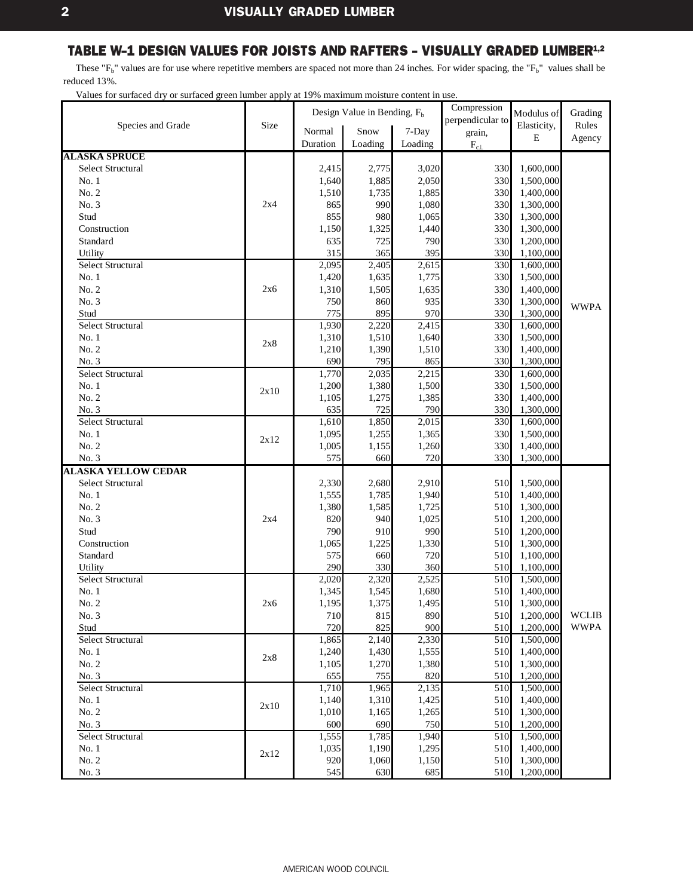## TABLE W-1 DESIGN VALUES FOR JOISTS AND RAFTERS - VISUALLY GRADED LUMBER[1,2]

These "$F_b$" values are for use where repetitive members are spaced not more than 24 inches. For wider spacing, the "$F_b$" values shall be reduced 13%.

Values for surfaced dry or surfaced green lumber apply at 19% maximum moisture content in use.

| Species and Grade | Size | Design Value in Bending, $F_b$ | | | Compression perpendicular to grain, $F_{c\perp}$ | Modulus of Elasticity, E | Grading Rules Agency |
|---|---|---|---|---|---|---|---|
| | | Normal Duration | Snow Loading | 7-Day Loading | | | |
| **ALASKA SPRUCE** | | | | | | | |
| Select Structural | 2x4 | 2,415 | 2,775 | 3,020 | 330 | 1,600,000 | WWPA |
| No. 1 | 2x4 | 1,640 | 1,885 | 2,050 | 330 | 1,500,000 | WWPA |
| No. 2 | 2x4 | 1,510 | 1,735 | 1,885 | 330 | 1,400,000 | WWPA |
| No. 3 | 2x4 | 865 | 990 | 1,080 | 330 | 1,300,000 | WWPA |
| Stud | 2x4 | 855 | 980 | 1,065 | 330 | 1,300,000 | WWPA |
| Construction | 2x4 | 1,150 | 1,325 | 1,440 | 330 | 1,300,000 | WWPA |
| Standard | 2x4 | 635 | 725 | 790 | 330 | 1,200,000 | WWPA |
| Utility | 2x4 | 315 | 365 | 395 | 330 | 1,100,000 | WWPA |
| Select Structural | 2x6 | 2,095 | 2,405 | 2,615 | 330 | 1,600,000 | WWPA |
| No. 1 | 2x6 | 1,420 | 1,635 | 1,775 | 330 | 1,500,000 | WWPA |
| No. 2 | 2x6 | 1,310 | 1,505 | 1,635 | 330 | 1,400,000 | WWPA |
| No. 3 | 2x6 | 750 | 860 | 935 | 330 | 1,300,000 | WWPA |
| Stud | 2x6 | 775 | 895 | 970 | 330 | 1,300,000 | WWPA |
| Select Structural | 2x8 | 1,930 | 2,220 | 2,415 | 330 | 1,600,000 | WWPA |
| No. 1 | 2x8 | 1,310 | 1,510 | 1,640 | 330 | 1,500,000 | WWPA |
| No. 2 | 2x8 | 1,210 | 1,390 | 1,510 | 330 | 1,400,000 | WWPA |
| No. 3 | 2x8 | 690 | 795 | 865 | 330 | 1,300,000 | WWPA |
| Select Structural | 2x10 | 1,770 | 2,035 | 2,215 | 330 | 1,600,000 | WWPA |
| No. 1 | 2x10 | 1,200 | 1,380 | 1,500 | 330 | 1,500,000 | WWPA |
| No. 2 | 2x10 | 1,105 | 1,275 | 1,385 | 330 | 1,400,000 | WWPA |
| No. 3 | 2x10 | 635 | 725 | 790 | 330 | 1,300,000 | WWPA |
| Select Structural | 2x12 | 1,610 | 1,850 | 2,015 | 330 | 1,600,000 | WWPA |
| No. 1 | 2x12 | 1,095 | 1,255 | 1,365 | 330 | 1,500,000 | WWPA |
| No. 2 | 2x12 | 1,005 | 1,155 | 1,260 | 330 | 1,400,000 | WWPA |
| No. 3 | 2x12 | 575 | 660 | 720 | 330 | 1,300,000 | WWPA |
| **ALASKA YELLOW CEDAR** | | | | | | | |
| Select Structural | 2x4 | 2,330 | 2,680 | 2,910 | 510 | 1,500,000 | WCLIB WWPA |
| No. 1 | 2x4 | 1,555 | 1,785 | 1,940 | 510 | 1,400,000 | WCLIB WWPA |
| No. 2 | 2x4 | 1,380 | 1,585 | 1,725 | 510 | 1,300,000 | WCLIB WWPA |
| No. 3 | 2x4 | 820 | 940 | 1,025 | 510 | 1,200,000 | WCLIB WWPA |
| Stud | 2x4 | 790 | 910 | 990 | 510 | 1,200,000 | WCLIB WWPA |
| Construction | 2x4 | 1,065 | 1,225 | 1,330 | 510 | 1,300,000 | WCLIB WWPA |
| Standard | 2x4 | 575 | 660 | 720 | 510 | 1,100,000 | WCLIB WWPA |
| Utility | 2x4 | 290 | 330 | 360 | 510 | 1,100,000 | WCLIB WWPA |
| Select Structural | 2x6 | 2,020 | 2,320 | 2,525 | 510 | 1,500,000 | WCLIB WWPA |
| No. 1 | 2x6 | 1,345 | 1,545 | 1,680 | 510 | 1,400,000 | WCLIB WWPA |
| No. 2 | 2x6 | 1,195 | 1,375 | 1,495 | 510 | 1,300,000 | WCLIB WWPA |
| No. 3 | 2x6 | 710 | 815 | 890 | 510 | 1,200,000 | WCLIB WWPA |
| Stud | 2x6 | 720 | 825 | 900 | 510 | 1,200,000 | WCLIB WWPA |
| Select Structural | 2x8 | 1,865 | 2,140 | 2,330 | 510 | 1,500,000 | WCLIB WWPA |
| No. 1 | 2x8 | 1,240 | 1,430 | 1,555 | 510 | 1,400,000 | WCLIB WWPA |
| No. 2 | 2x8 | 1,105 | 1,270 | 1,380 | 510 | 1,300,000 | WCLIB WWPA |
| No. 3 | 2x8 | 655 | 755 | 820 | 510 | 1,200,000 | WCLIB WWPA |
| Select Structural | 2x10 | 1,710 | 1,965 | 2,135 | 510 | 1,500,000 | WCLIB WWPA |
| No. 1 | 2x10 | 1,140 | 1,310 | 1,425 | 510 | 1,400,000 | WCLIB WWPA |
| No. 2 | 2x10 | 1,010 | 1,165 | 1,265 | 510 | 1,300,000 | WCLIB WWPA |
| No. 3 | 2x10 | 600 | 690 | 750 | 510 | 1,200,000 | WCLIB WWPA |
| Select Structural | 2x12 | 1,555 | 1,785 | 1,940 | 510 | 1,500,000 | WCLIB WWPA |
| No. 1 | 2x12 | 1,035 | 1,190 | 1,295 | 510 | 1,400,000 | WCLIB WWPA |
| No. 2 | 2x12 | 920 | 1,060 | 1,150 | 510 | 1,300,000 | WCLIB WWPA |
| No. 3 | 2x12 | 545 | 630 | 685 | 510 | 1,200,000 | WCLIB WWPA |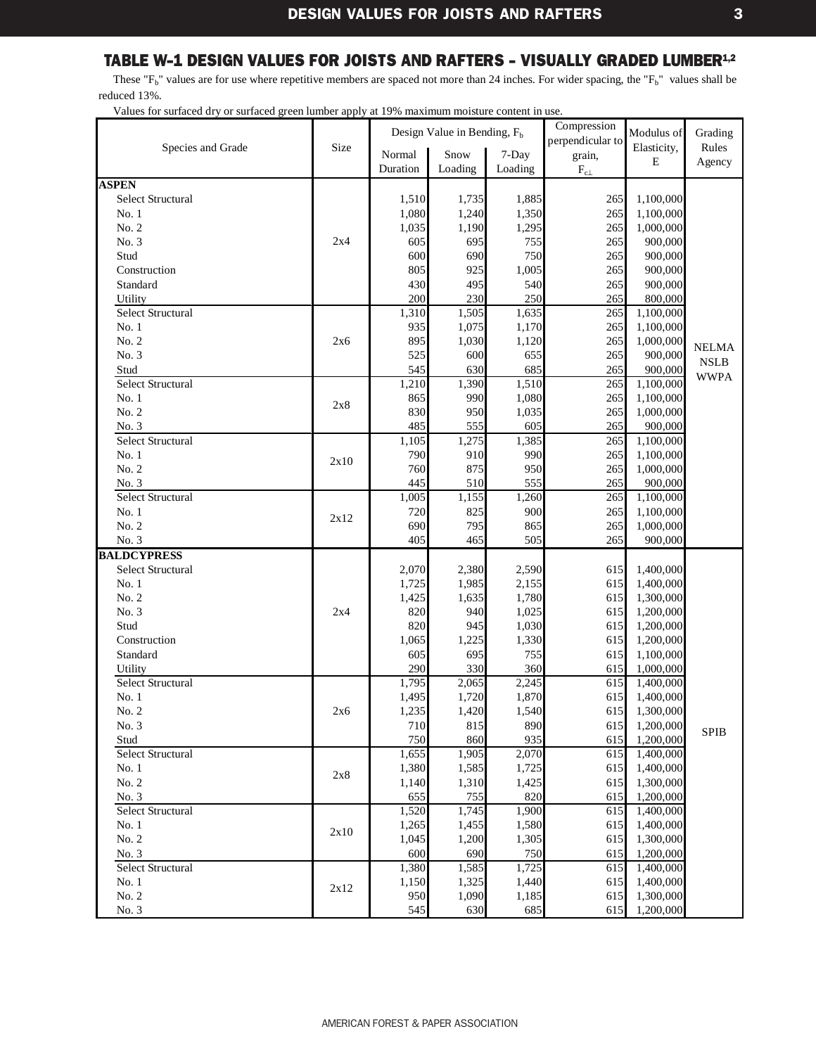## TABLE W-1 DESIGN VALUES FOR JOISTS AND RAFTERS - VISUALLY GRADED LUMBER[1,2]

These "$F_b$" values are for use where repetitive members are spaced not more than 24 inches. For wider spacing, the "$F_b$" values shall be reduced 13%.

Values for surfaced dry or surfaced green lumber apply at 19% maximum moisture content in use.

| Species and Grade | Size | Design Value in Bending, $F_b$ | | | Compression perpendicular to grain, $F_{c\perp}$ | Modulus of Elasticity, E | Grading Rules Agency |
|---|---|---|---|---|---|---|---|
| | | Normal Duration | Snow Loading | 7-Day Loading | | | |
| **ASPEN** | | | | | | | |
| Select Structural | 2x4 | 1,510 | 1,735 | 1,885 | 265 | 1,100,000 | NELMA NSLB WWPA |
| No. 1 | 2x4 | 1,080 | 1,240 | 1,350 | 265 | 1,100,000 | |
| No. 2 | 2x4 | 1,035 | 1,190 | 1,295 | 265 | 1,000,000 | |
| No. 3 | 2x4 | 605 | 695 | 755 | 265 | 900,000 | |
| Stud | 2x4 | 600 | 690 | 750 | 265 | 900,000 | |
| Construction | 2x4 | 805 | 925 | 1,005 | 265 | 900,000 | |
| Standard | 2x4 | 430 | 495 | 540 | 265 | 900,000 | |
| Utility | 2x4 | 200 | 230 | 250 | 265 | 800,000 | |
| Select Structural | 2x6 | 1,310 | 1,505 | 1,635 | 265 | 1,100,000 | |
| No. 1 | 2x6 | 935 | 1,075 | 1,170 | 265 | 1,100,000 | |
| No. 2 | 2x6 | 895 | 1,030 | 1,120 | 265 | 1,000,000 | |
| No. 3 | 2x6 | 525 | 600 | 655 | 265 | 900,000 | |
| Stud | 2x6 | 545 | 630 | 685 | 265 | 900,000 | |
| Select Structural | 2x8 | 1,210 | 1,390 | 1,510 | 265 | 1,100,000 | |
| No. 1 | 2x8 | 865 | 990 | 1,080 | 265 | 1,100,000 | |
| No. 2 | 2x8 | 830 | 950 | 1,035 | 265 | 1,000,000 | |
| No. 3 | 2x8 | 485 | 555 | 605 | 265 | 900,000 | |
| Select Structural | 2x10 | 1,105 | 1,275 | 1,385 | 265 | 1,100,000 | |
| No. 1 | 2x10 | 790 | 910 | 990 | 265 | 1,100,000 | |
| No. 2 | 2x10 | 760 | 875 | 950 | 265 | 1,000,000 | |
| No. 3 | 2x10 | 445 | 510 | 555 | 265 | 900,000 | |
| Select Structural | 2x12 | 1,005 | 1,155 | 1,260 | 265 | 1,100,000 | |
| No. 1 | 2x12 | 720 | 825 | 900 | 265 | 1,100,000 | |
| No. 2 | 2x12 | 690 | 795 | 865 | 265 | 1,000,000 | |
| No. 3 | 2x12 | 405 | 465 | 505 | 265 | 900,000 | |
| **BALDCYPRESS** | | | | | | | |
| Select Structural | 2x4 | 2,070 | 2,380 | 2,590 | 615 | 1,400,000 | SPIB |
| No. 1 | 2x4 | 1,725 | 1,985 | 2,155 | 615 | 1,400,000 | |
| No. 2 | 2x4 | 1,425 | 1,635 | 1,780 | 615 | 1,300,000 | |
| No. 3 | 2x4 | 820 | 940 | 1,025 | 615 | 1,200,000 | |
| Stud | 2x4 | 820 | 945 | 1,030 | 615 | 1,200,000 | |
| Construction | 2x4 | 1,065 | 1,225 | 1,330 | 615 | 1,200,000 | |
| Standard | 2x4 | 605 | 695 | 755 | 615 | 1,100,000 | |
| Utility | 2x4 | 290 | 330 | 360 | 615 | 1,000,000 | |
| Select Structural | 2x6 | 1,795 | 2,065 | 2,245 | 615 | 1,400,000 | |
| No. 1 | 2x6 | 1,495 | 1,720 | 1,870 | 615 | 1,400,000 | |
| No. 2 | 2x6 | 1,235 | 1,420 | 1,540 | 615 | 1,300,000 | |
| No. 3 | 2x6 | 710 | 815 | 890 | 615 | 1,200,000 | |
| Stud | 2x6 | 750 | 860 | 935 | 615 | 1,200,000 | |
| Select Structural | 2x8 | 1,655 | 1,905 | 2,070 | 615 | 1,400,000 | |
| No. 1 | 2x8 | 1,380 | 1,585 | 1,725 | 615 | 1,400,000 | |
| No. 2 | 2x8 | 1,140 | 1,310 | 1,425 | 615 | 1,300,000 | |
| No. 3 | 2x8 | 655 | 755 | 820 | 615 | 1,200,000 | |
| Select Structural | 2x10 | 1,520 | 1,745 | 1,900 | 615 | 1,400,000 | |
| No. 1 | 2x10 | 1,265 | 1,455 | 1,580 | 615 | 1,400,000 | |
| No. 2 | 2x10 | 1,045 | 1,200 | 1,305 | 615 | 1,300,000 | |
| No. 3 | 2x10 | 600 | 690 | 750 | 615 | 1,200,000 | |
| Select Structural | 2x12 | 1,380 | 1,585 | 1,725 | 615 | 1,400,000 | |
| No. 1 | 2x12 | 1,150 | 1,325 | 1,440 | 615 | 1,400,000 | |
| No. 2 | 2x12 | 950 | 1,090 | 1,185 | 615 | 1,300,000 | |
| No. 3 | 2x12 | 545 | 630 | 685 | 615 | 1,200,000 | |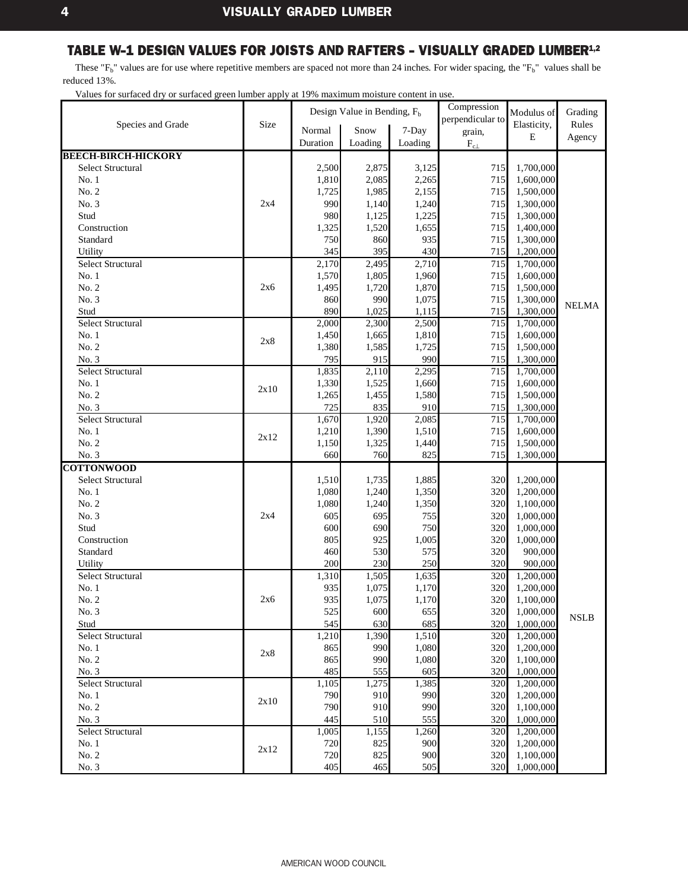## TABLE W-1 DESIGN VALUES FOR JOISTS AND RAFTERS - VISUALLY GRADED LUMBER[1,2]

These "$F_b$" values are for use where repetitive members are spaced not more than 24 inches. For wider spacing, the "$F_b$" values shall be reduced 13%.

Values for surfaced dry or surfaced green lumber apply at 19% maximum moisture content in use.

| Species and Grade | Size | Design Value in Bending, $F_b$ | | | Compression perpendicular to grain, $F_{c\perp}$ | Modulus of Elasticity, E | Grading Rules Agency |
|---|---|---|---|---|---|---|---|
| | | Normal Duration | Snow Loading | 7-Day Loading | | | |
| **BEECH-BIRCH-HICKORY** | | | | | | | |
| Select Structural | 2x4 | 2,500 | 2,875 | 3,125 | 715 | 1,700,000 | NELMA |
| No. 1 | 2x4 | 1,810 | 2,085 | 2,265 | 715 | 1,600,000 | NELMA |
| No. 2 | 2x4 | 1,725 | 1,985 | 2,155 | 715 | 1,500,000 | NELMA |
| No. 3 | 2x4 | 990 | 1,140 | 1,240 | 715 | 1,300,000 | NELMA |
| Stud | 2x4 | 980 | 1,125 | 1,225 | 715 | 1,300,000 | NELMA |
| Construction | 2x4 | 1,325 | 1,520 | 1,655 | 715 | 1,400,000 | NELMA |
| Standard | 2x4 | 750 | 860 | 935 | 715 | 1,300,000 | NELMA |
| Utility | 2x4 | 345 | 395 | 430 | 715 | 1,200,000 | NELMA |
| Select Structural | 2x6 | 2,170 | 2,495 | 2,710 | 715 | 1,700,000 | NELMA |
| No. 1 | 2x6 | 1,570 | 1,805 | 1,960 | 715 | 1,600,000 | NELMA |
| No. 2 | 2x6 | 1,495 | 1,720 | 1,870 | 715 | 1,500,000 | NELMA |
| No. 3 | 2x6 | 860 | 990 | 1,075 | 715 | 1,300,000 | NELMA |
| Stud | 2x6 | 890 | 1,025 | 1,115 | 715 | 1,300,000 | NELMA |
| Select Structural | 2x8 | 2,000 | 2,300 | 2,500 | 715 | 1,700,000 | NELMA |
| No. 1 | 2x8 | 1,450 | 1,665 | 1,810 | 715 | 1,600,000 | NELMA |
| No. 2 | 2x8 | 1,380 | 1,585 | 1,725 | 715 | 1,500,000 | NELMA |
| No. 3 | 2x8 | 795 | 915 | 990 | 715 | 1,300,000 | NELMA |
| Select Structural | 2x10 | 1,835 | 2,110 | 2,295 | 715 | 1,700,000 | NELMA |
| No. 1 | 2x10 | 1,330 | 1,525 | 1,660 | 715 | 1,600,000 | NELMA |
| No. 2 | 2x10 | 1,265 | 1,455 | 1,580 | 715 | 1,500,000 | NELMA |
| No. 3 | 2x10 | 725 | 835 | 910 | 715 | 1,300,000 | NELMA |
| Select Structural | 2x12 | 1,670 | 1,920 | 2,085 | 715 | 1,700,000 | NELMA |
| No. 1 | 2x12 | 1,210 | 1,390 | 1,510 | 715 | 1,600,000 | NELMA |
| No. 2 | 2x12 | 1,150 | 1,325 | 1,440 | 715 | 1,500,000 | NELMA |
| No. 3 | 2x12 | 660 | 760 | 825 | 715 | 1,300,000 | NELMA |
| **COTTONWOOD** | | | | | | | |
| Select Structural | 2x4 | 1,510 | 1,735 | 1,885 | 320 | 1,200,000 | NSLB |
| No. 1 | 2x4 | 1,080 | 1,240 | 1,350 | 320 | 1,200,000 | NSLB |
| No. 2 | 2x4 | 1,080 | 1,240 | 1,350 | 320 | 1,100,000 | NSLB |
| No. 3 | 2x4 | 605 | 695 | 755 | 320 | 1,000,000 | NSLB |
| Stud | 2x4 | 600 | 690 | 750 | 320 | 1,000,000 | NSLB |
| Construction | 2x4 | 805 | 925 | 1,005 | 320 | 1,000,000 | NSLB |
| Standard | 2x4 | 460 | 530 | 575 | 320 | 900,000 | NSLB |
| Utility | 2x4 | 200 | 230 | 250 | 320 | 900,000 | NSLB |
| Select Structural | 2x6 | 1,310 | 1,505 | 1,635 | 320 | 1,200,000 | NSLB |
| No. 1 | 2x6 | 935 | 1,075 | 1,170 | 320 | 1,200,000 | NSLB |
| No. 2 | 2x6 | 935 | 1,075 | 1,170 | 320 | 1,100,000 | NSLB |
| No. 3 | 2x6 | 525 | 600 | 655 | 320 | 1,000,000 | NSLB |
| Stud | 2x6 | 545 | 630 | 685 | 320 | 1,000,000 | NSLB |
| Select Structural | 2x8 | 1,210 | 1,390 | 1,510 | 320 | 1,200,000 | NSLB |
| No. 1 | 2x8 | 865 | 990 | 1,080 | 320 | 1,200,000 | NSLB |
| No. 2 | 2x8 | 865 | 990 | 1,080 | 320 | 1,100,000 | NSLB |
| No. 3 | 2x8 | 485 | 555 | 605 | 320 | 1,000,000 | NSLB |
| Select Structural | 2x10 | 1,105 | 1,275 | 1,385 | 320 | 1,200,000 | NSLB |
| No. 1 | 2x10 | 790 | 910 | 990 | 320 | 1,200,000 | NSLB |
| No. 2 | 2x10 | 790 | 910 | 990 | 320 | 1,100,000 | NSLB |
| No. 3 | 2x10 | 445 | 510 | 555 | 320 | 1,000,000 | NSLB |
| Select Structural | 2x12 | 1,005 | 1,155 | 1,260 | 320 | 1,200,000 | NSLB |
| No. 1 | 2x12 | 720 | 825 | 900 | 320 | 1,200,000 | NSLB |
| No. 2 | 2x12 | 720 | 825 | 900 | 320 | 1,100,000 | NSLB |
| No. 3 | 2x12 | 405 | 465 | 505 | 320 | 1,000,000 | NSLB |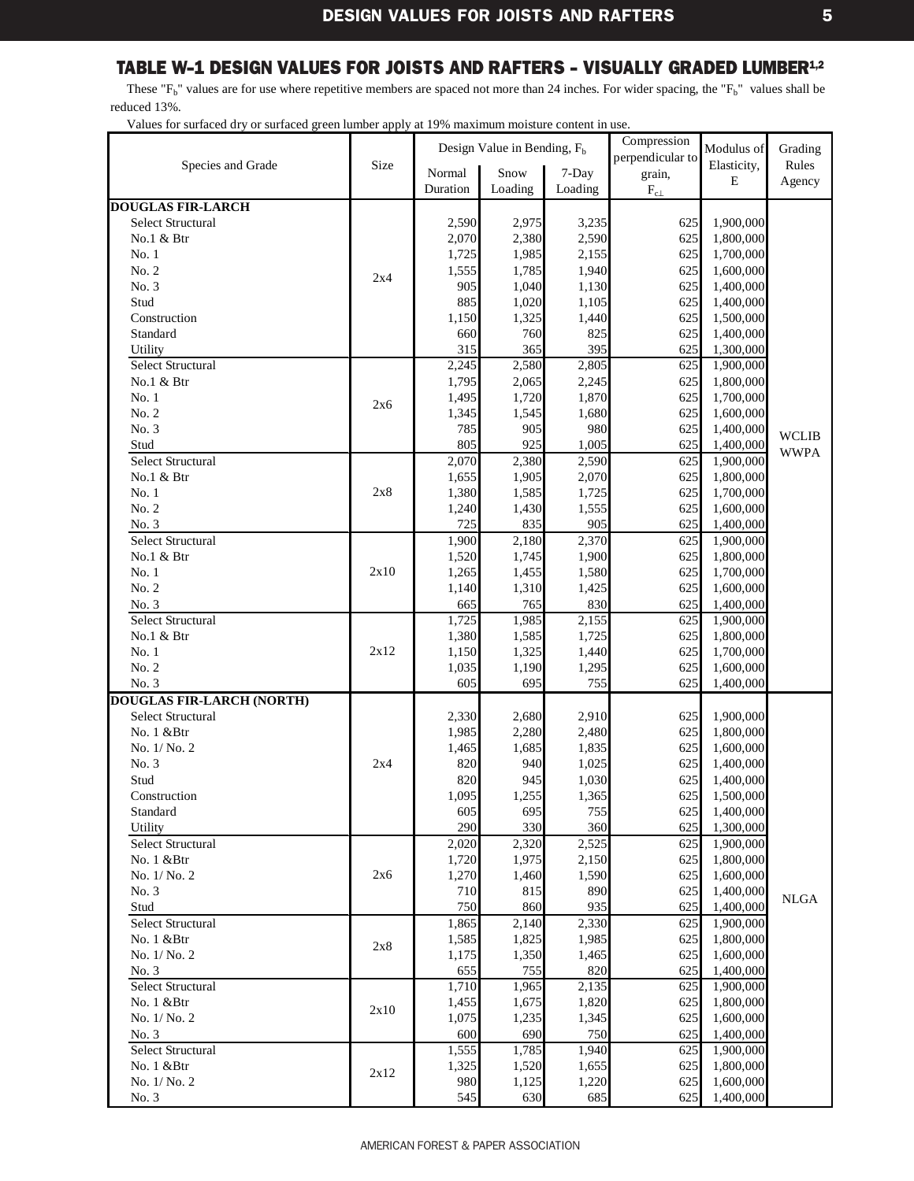## TABLE W-1 DESIGN VALUES FOR JOISTS AND RAFTERS - VISUALLY GRADED LUMBER[1,2]

These "$F_b$" values are for use where repetitive members are spaced not more than 24 inches. For wider spacing, the "$F_b$" values shall be reduced 13%.

Values for surfaced dry or surfaced green lumber apply at 19% maximum moisture content in use.

| Species and Grade | Size | Design Value in Bending, $F_b$ | | | Compression perpendicular to grain, $F_{c\perp}$ | Modulus of Elasticity, E | Grading Rules Agency |
|---|---|---|---|---|---|---|---|
| | | Normal Duration | Snow Loading | 7-Day Loading | | | |
| **DOUGLAS FIR-LARCH** | | | | | | | |
| Select Structural | 2x4 | 2,590 | 2,975 | 3,235 | 625 | 1,900,000 | WCLIB WWPA |
| No.1 & Btr | 2x4 | 2,070 | 2,380 | 2,590 | 625 | 1,800,000 | WCLIB WWPA |
| No. 1 | 2x4 | 1,725 | 1,985 | 2,155 | 625 | 1,700,000 | WCLIB WWPA |
| No. 2 | 2x4 | 1,555 | 1,785 | 1,940 | 625 | 1,600,000 | WCLIB WWPA |
| No. 3 | 2x4 | 905 | 1,040 | 1,130 | 625 | 1,400,000 | WCLIB WWPA |
| Stud | 2x4 | 885 | 1,020 | 1,105 | 625 | 1,400,000 | WCLIB WWPA |
| Construction | 2x4 | 1,150 | 1,325 | 1,440 | 625 | 1,500,000 | WCLIB WWPA |
| Standard | 2x4 | 660 | 760 | 825 | 625 | 1,400,000 | WCLIB WWPA |
| Utility | 2x4 | 315 | 365 | 395 | 625 | 1,300,000 | WCLIB WWPA |
| Select Structural | 2x6 | 2,245 | 2,580 | 2,805 | 625 | 1,900,000 | WCLIB WWPA |
| No.1 & Btr | 2x6 | 1,795 | 2,065 | 2,245 | 625 | 1,800,000 | WCLIB WWPA |
| No. 1 | 2x6 | 1,495 | 1,720 | 1,870 | 625 | 1,700,000 | WCLIB WWPA |
| No. 2 | 2x6 | 1,345 | 1,545 | 1,680 | 625 | 1,600,000 | WCLIB WWPA |
| No. 3 | 2x6 | 785 | 905 | 980 | 625 | 1,400,000 | WCLIB WWPA |
| Stud | 2x6 | 805 | 925 | 1,005 | 625 | 1,400,000 | WCLIB WWPA |
| Select Structural | 2x8 | 2,070 | 2,380 | 2,590 | 625 | 1,900,000 | WCLIB WWPA |
| No.1 & Btr | 2x8 | 1,655 | 1,905 | 2,070 | 625 | 1,800,000 | WCLIB WWPA |
| No. 1 | 2x8 | 1,380 | 1,585 | 1,725 | 625 | 1,700,000 | WCLIB WWPA |
| No. 2 | 2x8 | 1,240 | 1,430 | 1,555 | 625 | 1,600,000 | WCLIB WWPA |
| No. 3 | 2x8 | 725 | 835 | 905 | 625 | 1,400,000 | WCLIB WWPA |
| Select Structural | 2x10 | 1,900 | 2,180 | 2,370 | 625 | 1,900,000 | WCLIB WWPA |
| No.1 & Btr | 2x10 | 1,520 | 1,745 | 1,900 | 625 | 1,800,000 | WCLIB WWPA |
| No. 1 | 2x10 | 1,265 | 1,455 | 1,580 | 625 | 1,700,000 | WCLIB WWPA |
| No. 2 | 2x10 | 1,140 | 1,310 | 1,425 | 625 | 1,600,000 | WCLIB WWPA |
| No. 3 | 2x10 | 665 | 765 | 830 | 625 | 1,400,000 | WCLIB WWPA |
| Select Structural | 2x12 | 1,725 | 1,985 | 2,155 | 625 | 1,900,000 | WCLIB WWPA |
| No.1 & Btr | 2x12 | 1,380 | 1,585 | 1,725 | 625 | 1,800,000 | WCLIB WWPA |
| No. 1 | 2x12 | 1,150 | 1,325 | 1,440 | 625 | 1,700,000 | WCLIB WWPA |
| No. 2 | 2x12 | 1,035 | 1,190 | 1,295 | 625 | 1,600,000 | WCLIB WWPA |
| No. 3 | 2x12 | 605 | 695 | 755 | 625 | 1,400,000 | WCLIB WWPA |
| **DOUGLAS FIR-LARCH (NORTH)** | | | | | | | |
| Select Structural | 2x4 | 2,330 | 2,680 | 2,910 | 625 | 1,900,000 | NLGA |
| No. 1 &Btr | 2x4 | 1,985 | 2,280 | 2,480 | 625 | 1,800,000 | NLGA |
| No. 1/ No. 2 | 2x4 | 1,465 | 1,685 | 1,835 | 625 | 1,600,000 | NLGA |
| No. 3 | 2x4 | 820 | 940 | 1,025 | 625 | 1,400,000 | NLGA |
| Stud | 2x4 | 820 | 945 | 1,030 | 625 | 1,400,000 | NLGA |
| Construction | 2x4 | 1,095 | 1,255 | 1,365 | 625 | 1,500,000 | NLGA |
| Standard | 2x4 | 605 | 695 | 755 | 625 | 1,400,000 | NLGA |
| Utility | 2x4 | 290 | 330 | 360 | 625 | 1,300,000 | NLGA |
| Select Structural | 2x6 | 2,020 | 2,320 | 2,525 | 625 | 1,900,000 | NLGA |
| No. 1 &Btr | 2x6 | 1,720 | 1,975 | 2,150 | 625 | 1,800,000 | NLGA |
| No. 1/ No. 2 | 2x6 | 1,270 | 1,460 | 1,590 | 625 | 1,600,000 | NLGA |
| No. 3 | 2x6 | 710 | 815 | 890 | 625 | 1,400,000 | NLGA |
| Stud | 2x6 | 750 | 860 | 935 | 625 | 1,400,000 | NLGA |
| Select Structural | 2x8 | 1,865 | 2,140 | 2,330 | 625 | 1,900,000 | NLGA |
| No. 1 &Btr | 2x8 | 1,585 | 1,825 | 1,985 | 625 | 1,800,000 | NLGA |
| No. 1/ No. 2 | 2x8 | 1,175 | 1,350 | 1,465 | 625 | 1,600,000 | NLGA |
| No. 3 | 2x8 | 655 | 755 | 820 | 625 | 1,400,000 | NLGA |
| Select Structural | 2x10 | 1,710 | 1,965 | 2,135 | 625 | 1,900,000 | NLGA |
| No. 1 &Btr | 2x10 | 1,455 | 1,675 | 1,820 | 625 | 1,800,000 | NLGA |
| No. 1/ No. 2 | 2x10 | 1,075 | 1,235 | 1,345 | 625 | 1,600,000 | NLGA |
| No. 3 | 2x10 | 600 | 690 | 750 | 625 | 1,400,000 | NLGA |
| Select Structural | 2x12 | 1,555 | 1,785 | 1,940 | 625 | 1,900,000 | NLGA |
| No. 1 &Btr | 2x12 | 1,325 | 1,520 | 1,655 | 625 | 1,800,000 | NLGA |
| No. 1/ No. 2 | 2x12 | 980 | 1,125 | 1,220 | 625 | 1,600,000 | NLGA |
| No. 3 | 2x12 | 545 | 630 | 685 | 625 | 1,400,000 | NLGA |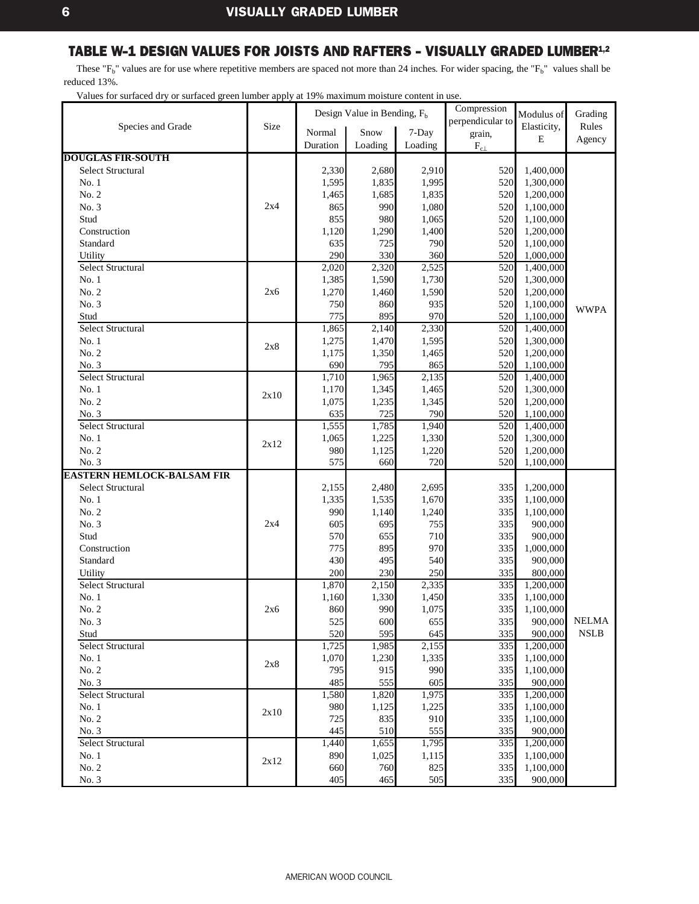## TABLE W-1 DESIGN VALUES FOR JOISTS AND RAFTERS – VISUALLY GRADED LUMBER[1,2]

These "$F_b$" values are for use where repetitive members are spaced not more than 24 inches. For wider spacing, the "$F_b$" values shall be reduced 13%.

Values for surfaced dry or surfaced green lumber apply at 19% maximum moisture content in use.

| Species and Grade | Size | Design Value in Bending, $F_b$ | | | Compression perpendicular to grain, $F_{c\perp}$ | Modulus of Elasticity, E | Grading Rules Agency |
|---|---|---|---|---|---|---|---|
| | | Normal Duration | Snow Loading | 7-Day Loading | | | |
| **DOUGLAS FIR-SOUTH** | | | | | | | |
| Select Structural | 2x4 | 2,330 | 2,680 | 2,910 | 520 | 1,400,000 | WWPA |
| No. 1 | 2x4 | 1,595 | 1,835 | 1,995 | 520 | 1,300,000 | WWPA |
| No. 2 | 2x4 | 1,465 | 1,685 | 1,835 | 520 | 1,200,000 | WWPA |
| No. 3 | 2x4 | 865 | 990 | 1,080 | 520 | 1,100,000 | WWPA |
| Stud | 2x4 | 855 | 980 | 1,065 | 520 | 1,100,000 | WWPA |
| Construction | 2x4 | 1,120 | 1,290 | 1,400 | 520 | 1,200,000 | WWPA |
| Standard | 2x4 | 635 | 725 | 790 | 520 | 1,100,000 | WWPA |
| Utility | 2x4 | 290 | 330 | 360 | 520 | 1,000,000 | WWPA |
| Select Structural | 2x6 | 2,020 | 2,320 | 2,525 | 520 | 1,400,000 | WWPA |
| No. 1 | 2x6 | 1,385 | 1,590 | 1,730 | 520 | 1,300,000 | WWPA |
| No. 2 | 2x6 | 1,270 | 1,460 | 1,590 | 520 | 1,200,000 | WWPA |
| No. 3 | 2x6 | 750 | 860 | 935 | 520 | 1,100,000 | WWPA |
| Stud | 2x6 | 775 | 895 | 970 | 520 | 1,100,000 | WWPA |
| Select Structural | 2x8 | 1,865 | 2,140 | 2,330 | 520 | 1,400,000 | WWPA |
| No. 1 | 2x8 | 1,275 | 1,470 | 1,595 | 520 | 1,300,000 | WWPA |
| No. 2 | 2x8 | 1,175 | 1,350 | 1,465 | 520 | 1,200,000 | WWPA |
| No. 3 | 2x8 | 690 | 795 | 865 | 520 | 1,100,000 | WWPA |
| Select Structural | 2x10 | 1,710 | 1,965 | 2,135 | 520 | 1,400,000 | WWPA |
| No. 1 | 2x10 | 1,170 | 1,345 | 1,465 | 520 | 1,300,000 | WWPA |
| No. 2 | 2x10 | 1,075 | 1,235 | 1,345 | 520 | 1,200,000 | WWPA |
| No. 3 | 2x10 | 635 | 725 | 790 | 520 | 1,100,000 | WWPA |
| Select Structural | 2x12 | 1,555 | 1,785 | 1,940 | 520 | 1,400,000 | WWPA |
| No. 1 | 2x12 | 1,065 | 1,225 | 1,330 | 520 | 1,300,000 | WWPA |
| No. 2 | 2x12 | 980 | 1,125 | 1,220 | 520 | 1,200,000 | WWPA |
| No. 3 | 2x12 | 575 | 660 | 720 | 520 | 1,100,000 | WWPA |
| **EASTERN HEMLOCK-BALSAM FIR** | | | | | | | |
| Select Structural | 2x4 | 2,155 | 2,480 | 2,695 | 335 | 1,200,000 | NELMA NSLB |
| No. 1 | 2x4 | 1,335 | 1,535 | 1,670 | 335 | 1,100,000 | NELMA NSLB |
| No. 2 | 2x4 | 990 | 1,140 | 1,240 | 335 | 1,100,000 | NELMA NSLB |
| No. 3 | 2x4 | 605 | 695 | 755 | 335 | 900,000 | NELMA NSLB |
| Stud | 2x4 | 570 | 655 | 710 | 335 | 900,000 | NELMA NSLB |
| Construction | 2x4 | 775 | 895 | 970 | 335 | 1,000,000 | NELMA NSLB |
| Standard | 2x4 | 430 | 495 | 540 | 335 | 900,000 | NELMA NSLB |
| Utility | 2x4 | 200 | 230 | 250 | 335 | 800,000 | NELMA NSLB |
| Select Structural | 2x6 | 1,870 | 2,150 | 2,335 | 335 | 1,200,000 | NELMA NSLB |
| No. 1 | 2x6 | 1,160 | 1,330 | 1,450 | 335 | 1,100,000 | NELMA NSLB |
| No. 2 | 2x6 | 860 | 990 | 1,075 | 335 | 1,100,000 | NELMA NSLB |
| No. 3 | 2x6 | 525 | 600 | 655 | 335 | 900,000 | NELMA NSLB |
| Stud | 2x6 | 520 | 595 | 645 | 335 | 900,000 | NELMA NSLB |
| Select Structural | 2x8 | 1,725 | 1,985 | 2,155 | 335 | 1,200,000 | NELMA NSLB |
| No. 1 | 2x8 | 1,070 | 1,230 | 1,335 | 335 | 1,100,000 | NELMA NSLB |
| No. 2 | 2x8 | 795 | 915 | 990 | 335 | 1,100,000 | NELMA NSLB |
| No. 3 | 2x8 | 485 | 555 | 605 | 335 | 900,000 | NELMA NSLB |
| Select Structural | 2x10 | 1,580 | 1,820 | 1,975 | 335 | 1,200,000 | NELMA NSLB |
| No. 1 | 2x10 | 980 | 1,125 | 1,225 | 335 | 1,100,000 | NELMA NSLB |
| No. 2 | 2x10 | 725 | 835 | 910 | 335 | 1,100,000 | NELMA NSLB |
| No. 3 | 2x10 | 445 | 510 | 555 | 335 | 900,000 | NELMA NSLB |
| Select Structural | 2x12 | 1,440 | 1,655 | 1,795 | 335 | 1,200,000 | NELMA NSLB |
| No. 1 | 2x12 | 890 | 1,025 | 1,115 | 335 | 1,100,000 | NELMA NSLB |
| No. 2 | 2x12 | 660 | 760 | 825 | 335 | 1,100,000 | NELMA NSLB |
| No. 3 | 2x12 | 405 | 465 | 505 | 335 | 900,000 | NELMA NSLB |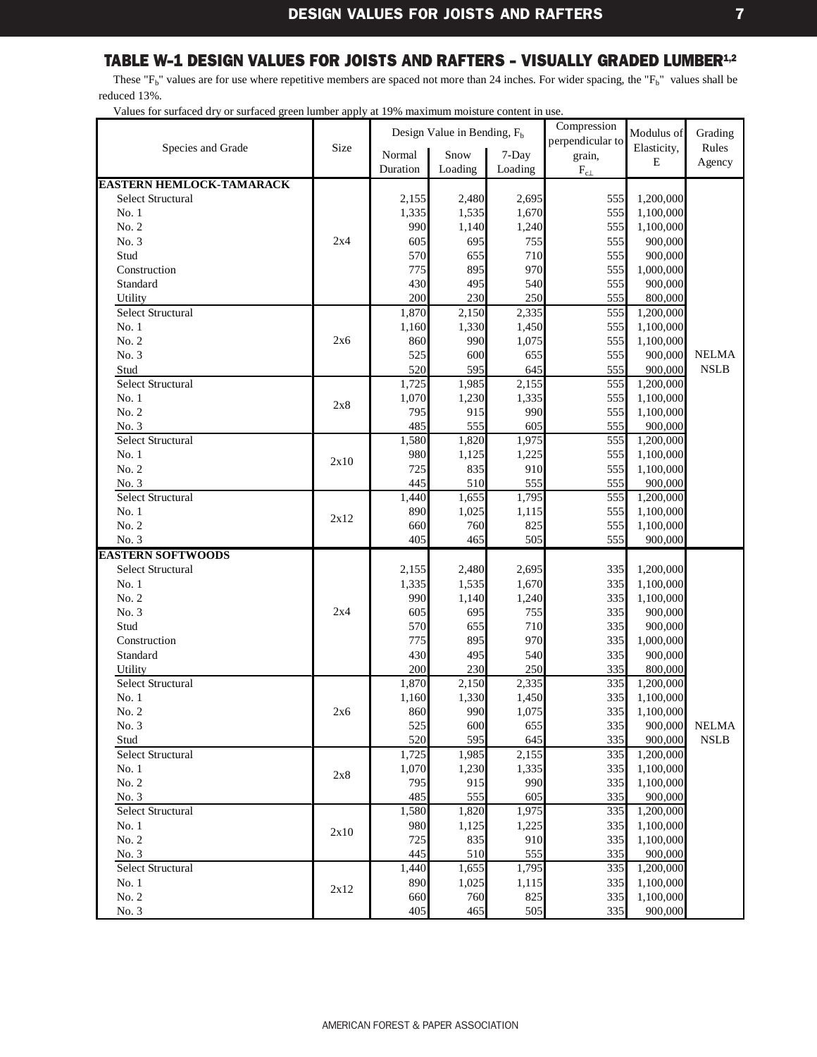## TABLE W-1 DESIGN VALUES FOR JOISTS AND RAFTERS - VISUALLY GRADED LUMBER[1,2]

These "$F_b$" values are for use where repetitive members are spaced not more than 24 inches. For wider spacing, the "$F_b$" values shall be reduced 13%.

Values for surfaced dry or surfaced green lumber apply at 19% maximum moisture content in use.

| Species and Grade | Size | Design Value in Bending, $F_b$ | | | Compression perpendicular to grain, $F_{c\perp}$ | Modulus of Elasticity, E | Grading Rules Agency |
|---|---|---|---|---|---|---|---|
| | | Normal Duration | Snow Loading | 7-Day Loading | | | |
| **EASTERN HEMLOCK-TAMARACK** | | | | | | | |
| Select Structural | 2x4 | 2,155 | 2,480 | 2,695 | 555 | 1,200,000 | NELMA NSLB |
| No. 1 | 2x4 | 1,335 | 1,535 | 1,670 | 555 | 1,100,000 | |
| No. 2 | 2x4 | 990 | 1,140 | 1,240 | 555 | 1,100,000 | |
| No. 3 | 2x4 | 605 | 695 | 755 | 555 | 900,000 | |
| Stud | 2x4 | 570 | 655 | 710 | 555 | 900,000 | |
| Construction | 2x4 | 775 | 895 | 970 | 555 | 1,000,000 | |
| Standard | 2x4 | 430 | 495 | 540 | 555 | 900,000 | |
| Utility | 2x4 | 200 | 230 | 250 | 555 | 800,000 | |
| Select Structural | 2x6 | 1,870 | 2,150 | 2,335 | 555 | 1,200,000 | |
| No. 1 | 2x6 | 1,160 | 1,330 | 1,450 | 555 | 1,100,000 | |
| No. 2 | 2x6 | 860 | 990 | 1,075 | 555 | 1,100,000 | |
| No. 3 | 2x6 | 525 | 600 | 655 | 555 | 900,000 | |
| Stud | 2x6 | 520 | 595 | 645 | 555 | 900,000 | |
| Select Structural | 2x8 | 1,725 | 1,985 | 2,155 | 555 | 1,200,000 | |
| No. 1 | 2x8 | 1,070 | 1,230 | 1,335 | 555 | 1,100,000 | |
| No. 2 | 2x8 | 795 | 915 | 990 | 555 | 1,100,000 | |
| No. 3 | 2x8 | 485 | 555 | 605 | 555 | 900,000 | |
| Select Structural | 2x10 | 1,580 | 1,820 | 1,975 | 555 | 1,200,000 | |
| No. 1 | 2x10 | 980 | 1,125 | 1,225 | 555 | 1,100,000 | |
| No. 2 | 2x10 | 725 | 835 | 910 | 555 | 1,100,000 | |
| No. 3 | 2x10 | 445 | 510 | 555 | 555 | 900,000 | |
| Select Structural | 2x12 | 1,440 | 1,655 | 1,795 | 555 | 1,200,000 | |
| No. 1 | 2x12 | 890 | 1,025 | 1,115 | 555 | 1,100,000 | |
| No. 2 | 2x12 | 660 | 760 | 825 | 555 | 1,100,000 | |
| No. 3 | 2x12 | 405 | 465 | 505 | 555 | 900,000 | |
| **EASTERN SOFTWOODS** | | | | | | | |
| Select Structural | 2x4 | 2,155 | 2,480 | 2,695 | 335 | 1,200,000 | NELMA NSLB |
| No. 1 | 2x4 | 1,335 | 1,535 | 1,670 | 335 | 1,100,000 | |
| No. 2 | 2x4 | 990 | 1,140 | 1,240 | 335 | 1,100,000 | |
| No. 3 | 2x4 | 605 | 695 | 755 | 335 | 900,000 | |
| Stud | 2x4 | 570 | 655 | 710 | 335 | 900,000 | |
| Construction | 2x4 | 775 | 895 | 970 | 335 | 1,000,000 | |
| Standard | 2x4 | 430 | 495 | 540 | 335 | 900,000 | |
| Utility | 2x4 | 200 | 230 | 250 | 335 | 800,000 | |
| Select Structural | 2x6 | 1,870 | 2,150 | 2,335 | 335 | 1,200,000 | |
| No. 1 | 2x6 | 1,160 | 1,330 | 1,450 | 335 | 1,100,000 | |
| No. 2 | 2x6 | 860 | 990 | 1,075 | 335 | 1,100,000 | |
| No. 3 | 2x6 | 525 | 600 | 655 | 335 | 900,000 | |
| Stud | 2x6 | 520 | 595 | 645 | 335 | 900,000 | |
| Select Structural | 2x8 | 1,725 | 1,985 | 2,155 | 335 | 1,200,000 | |
| No. 1 | 2x8 | 1,070 | 1,230 | 1,335 | 335 | 1,100,000 | |
| No. 2 | 2x8 | 795 | 915 | 990 | 335 | 1,100,000 | |
| No. 3 | 2x8 | 485 | 555 | 605 | 335 | 900,000 | |
| Select Structural | 2x10 | 1,580 | 1,820 | 1,975 | 335 | 1,200,000 | |
| No. 1 | 2x10 | 980 | 1,125 | 1,225 | 335 | 1,100,000 | |
| No. 2 | 2x10 | 725 | 835 | 910 | 335 | 1,100,000 | |
| No. 3 | 2x10 | 445 | 510 | 555 | 335 | 900,000 | |
| Select Structural | 2x12 | 1,440 | 1,655 | 1,795 | 335 | 1,200,000 | |
| No. 1 | 2x12 | 890 | 1,025 | 1,115 | 335 | 1,100,000 | |
| No. 2 | 2x12 | 660 | 760 | 825 | 335 | 1,100,000 | |
| No. 3 | 2x12 | 405 | 465 | 505 | 335 | 900,000 | |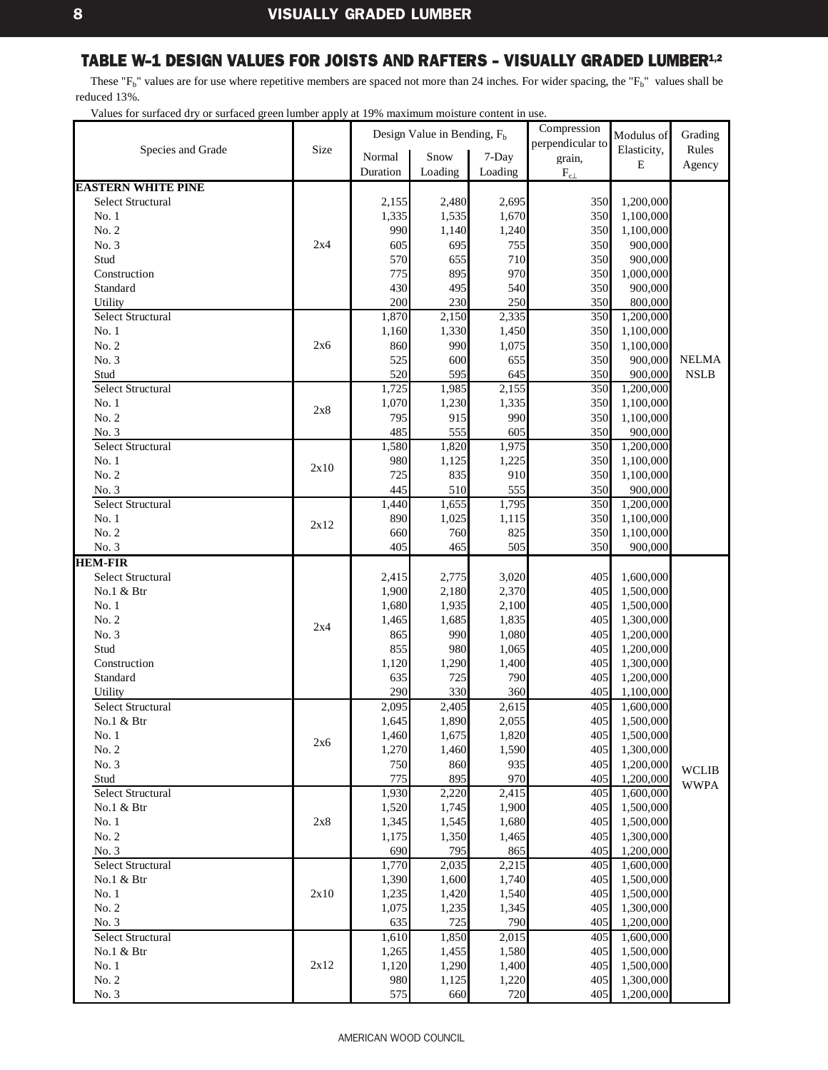## TABLE W-1 DESIGN VALUES FOR JOISTS AND RAFTERS - VISUALLY GRADED LUMBER[1,2]

These "$F_b$" values are for use where repetitive members are spaced not more than 24 inches. For wider spacing, the "$F_b$" values shall be reduced 13%.

Values for surfaced dry or surfaced green lumber apply at 19% maximum moisture content in use.

| Species and Grade | Size | Design Value in Bending, $F_b$ | | | Compression perpendicular to grain, $F_{c\perp}$ | Modulus of Elasticity, E | Grading Rules Agency |
|---|---|---|---|---|---|---|---|
| | | Normal Duration | Snow Loading | 7-Day Loading | | | |
| **EASTERN WHITE PINE** | | | | | | | |
| Select Structural | 2x4 | 2,155 | 2,480 | 2,695 | 350 | 1,200,000 | NELMA NSLB |
| No. 1 | 2x4 | 1,335 | 1,535 | 1,670 | 350 | 1,100,000 | |
| No. 2 | 2x4 | 990 | 1,140 | 1,240 | 350 | 1,100,000 | |
| No. 3 | 2x4 | 605 | 695 | 755 | 350 | 900,000 | |
| Stud | 2x4 | 570 | 655 | 710 | 350 | 900,000 | |
| Construction | 2x4 | 775 | 895 | 970 | 350 | 1,000,000 | |
| Standard | 2x4 | 430 | 495 | 540 | 350 | 900,000 | |
| Utility | 2x4 | 200 | 230 | 250 | 350 | 800,000 | |
| Select Structural | 2x6 | 1,870 | 2,150 | 2,335 | 350 | 1,200,000 | |
| No. 1 | 2x6 | 1,160 | 1,330 | 1,450 | 350 | 1,100,000 | |
| No. 2 | 2x6 | 860 | 990 | 1,075 | 350 | 1,100,000 | |
| No. 3 | 2x6 | 525 | 600 | 655 | 350 | 900,000 | |
| Stud | 2x6 | 520 | 595 | 645 | 350 | 900,000 | |
| Select Structural | 2x8 | 1,725 | 1,985 | 2,155 | 350 | 1,200,000 | |
| No. 1 | 2x8 | 1,070 | 1,230 | 1,335 | 350 | 1,100,000 | |
| No. 2 | 2x8 | 795 | 915 | 990 | 350 | 1,100,000 | |
| No. 3 | 2x8 | 485 | 555 | 605 | 350 | 900,000 | |
| Select Structural | 2x10 | 1,580 | 1,820 | 1,975 | 350 | 1,200,000 | |
| No. 1 | 2x10 | 980 | 1,125 | 1,225 | 350 | 1,100,000 | |
| No. 2 | 2x10 | 725 | 835 | 910 | 350 | 1,100,000 | |
| No. 3 | 2x10 | 445 | 510 | 555 | 350 | 900,000 | |
| Select Structural | 2x12 | 1,440 | 1,655 | 1,795 | 350 | 1,200,000 | |
| No. 1 | 2x12 | 890 | 1,025 | 1,115 | 350 | 1,100,000 | |
| No. 2 | 2x12 | 660 | 760 | 825 | 350 | 1,100,000 | |
| No. 3 | 2x12 | 405 | 465 | 505 | 350 | 900,000 | |
| **HEM-FIR** | | | | | | | |
| Select Structural | 2x4 | 2,415 | 2,775 | 3,020 | 405 | 1,600,000 | WCLIB WWPA |
| No.1 & Btr | 2x4 | 1,900 | 2,180 | 2,370 | 405 | 1,500,000 | |
| No. 1 | 2x4 | 1,680 | 1,935 | 2,100 | 405 | 1,500,000 | |
| No. 2 | 2x4 | 1,465 | 1,685 | 1,835 | 405 | 1,300,000 | |
| No. 3 | 2x4 | 865 | 990 | 1,080 | 405 | 1,200,000 | |
| Stud | 2x4 | 855 | 980 | 1,065 | 405 | 1,200,000 | |
| Construction | 2x4 | 1,120 | 1,290 | 1,400 | 405 | 1,300,000 | |
| Standard | 2x4 | 635 | 725 | 790 | 405 | 1,200,000 | |
| Utility | 2x4 | 290 | 330 | 360 | 405 | 1,100,000 | |
| Select Structural | 2x6 | 2,095 | 2,405 | 2,615 | 405 | 1,600,000 | |
| No.1 & Btr | 2x6 | 1,645 | 1,890 | 2,055 | 405 | 1,500,000 | |
| No. 1 | 2x6 | 1,460 | 1,675 | 1,820 | 405 | 1,500,000 | |
| No. 2 | 2x6 | 1,270 | 1,460 | 1,590 | 405 | 1,300,000 | |
| No. 3 | 2x6 | 750 | 860 | 935 | 405 | 1,200,000 | |
| Stud | 2x6 | 775 | 895 | 970 | 405 | 1,200,000 | |
| Select Structural | 2x8 | 1,930 | 2,220 | 2,415 | 405 | 1,600,000 | |
| No.1 & Btr | 2x8 | 1,520 | 1,745 | 1,900 | 405 | 1,500,000 | |
| No. 1 | 2x8 | 1,345 | 1,545 | 1,680 | 405 | 1,500,000 | |
| No. 2 | 2x8 | 1,175 | 1,350 | 1,465 | 405 | 1,300,000 | |
| No. 3 | 2x8 | 690 | 795 | 865 | 405 | 1,200,000 | |
| Select Structural | 2x10 | 1,770 | 2,035 | 2,215 | 405 | 1,600,000 | |
| No.1 & Btr | 2x10 | 1,390 | 1,600 | 1,740 | 405 | 1,500,000 | |
| No. 1 | 2x10 | 1,235 | 1,420 | 1,540 | 405 | 1,500,000 | |
| No. 2 | 2x10 | 1,075 | 1,235 | 1,345 | 405 | 1,300,000 | |
| No. 3 | 2x10 | 635 | 725 | 790 | 405 | 1,200,000 | |
| Select Structural | 2x12 | 1,610 | 1,850 | 2,015 | 405 | 1,600,000 | |
| No.1 & Btr | 2x12 | 1,265 | 1,455 | 1,580 | 405 | 1,500,000 | |
| No. 1 | 2x12 | 1,120 | 1,290 | 1,400 | 405 | 1,500,000 | |
| No. 2 | 2x12 | 980 | 1,125 | 1,220 | 405 | 1,300,000 | |
| No. 3 | 2x12 | 575 | 660 | 720 | 405 | 1,200,000 | |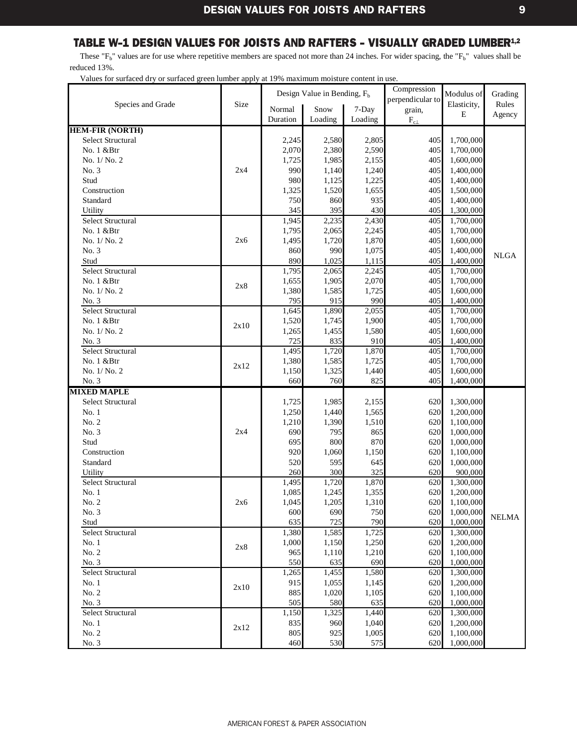## TABLE W-1 DESIGN VALUES FOR JOISTS AND RAFTERS - VISUALLY GRADED LUMBER[1,2]

These "$F_b$" values are for use where repetitive members are spaced not more than 24 inches. For wider spacing, the "$F_b$" values shall be reduced 13%.

Values for surfaced dry or surfaced green lumber apply at 19% maximum moisture content in use.

| Species and Grade | Size | Design Value in Bending, $F_b$ | | | Compression perpendicular to grain, $F_{c\perp}$ | Modulus of Elasticity, E | Grading Rules Agency |
|---|---|---|---|---|---|---|---|
| | | Normal Duration | Snow Loading | 7-Day Loading | | | |
| **HEM-FIR (NORTH)** | | | | | | | |
| Select Structural | 2x4 | 2,245 | 2,580 | 2,805 | 405 | 1,700,000 | NLGA |
| No. 1 &Btr | 2x4 | 2,070 | 2,380 | 2,590 | 405 | 1,700,000 | NLGA |
| No. 1/ No. 2 | 2x4 | 1,725 | 1,985 | 2,155 | 405 | 1,600,000 | NLGA |
| No. 3 | 2x4 | 990 | 1,140 | 1,240 | 405 | 1,400,000 | NLGA |
| Stud | 2x4 | 980 | 1,125 | 1,225 | 405 | 1,400,000 | NLGA |
| Construction | 2x4 | 1,325 | 1,520 | 1,655 | 405 | 1,500,000 | NLGA |
| Standard | 2x4 | 750 | 860 | 935 | 405 | 1,400,000 | NLGA |
| Utility | 2x4 | 345 | 395 | 430 | 405 | 1,300,000 | NLGA |
| Select Structural | 2x6 | 1,945 | 2,235 | 2,430 | 405 | 1,700,000 | NLGA |
| No. 1 &Btr | 2x6 | 1,795 | 2,065 | 2,245 | 405 | 1,700,000 | NLGA |
| No. 1/ No. 2 | 2x6 | 1,495 | 1,720 | 1,870 | 405 | 1,600,000 | NLGA |
| No. 3 | 2x6 | 860 | 990 | 1,075 | 405 | 1,400,000 | NLGA |
| Stud | 2x6 | 890 | 1,025 | 1,115 | 405 | 1,400,000 | NLGA |
| Select Structural | 2x8 | 1,795 | 2,065 | 2,245 | 405 | 1,700,000 | NLGA |
| No. 1 &Btr | 2x8 | 1,655 | 1,905 | 2,070 | 405 | 1,700,000 | NLGA |
| No. 1/ No. 2 | 2x8 | 1,380 | 1,585 | 1,725 | 405 | 1,600,000 | NLGA |
| No. 3 | 2x8 | 795 | 915 | 990 | 405 | 1,400,000 | NLGA |
| Select Structural | 2x10 | 1,645 | 1,890 | 2,055 | 405 | 1,700,000 | NLGA |
| No. 1 &Btr | 2x10 | 1,520 | 1,745 | 1,900 | 405 | 1,700,000 | NLGA |
| No. 1/ No. 2 | 2x10 | 1,265 | 1,455 | 1,580 | 405 | 1,600,000 | NLGA |
| No. 3 | 2x10 | 725 | 835 | 910 | 405 | 1,400,000 | NLGA |
| Select Structural | 2x12 | 1,495 | 1,720 | 1,870 | 405 | 1,700,000 | NLGA |
| No. 1 &Btr | 2x12 | 1,380 | 1,585 | 1,725 | 405 | 1,700,000 | NLGA |
| No. 1/ No. 2 | 2x12 | 1,150 | 1,325 | 1,440 | 405 | 1,600,000 | NLGA |
| No. 3 | 2x12 | 660 | 760 | 825 | 405 | 1,400,000 | NLGA |
| **MIXED MAPLE** | | | | | | | |
| Select Structural | 2x4 | 1,725 | 1,985 | 2,155 | 620 | 1,300,000 | NELMA |
| No. 1 | 2x4 | 1,250 | 1,440 | 1,565 | 620 | 1,200,000 | NELMA |
| No. 2 | 2x4 | 1,210 | 1,390 | 1,510 | 620 | 1,100,000 | NELMA |
| No. 3 | 2x4 | 690 | 795 | 865 | 620 | 1,000,000 | NELMA |
| Stud | 2x4 | 695 | 800 | 870 | 620 | 1,000,000 | NELMA |
| Construction | 2x4 | 920 | 1,060 | 1,150 | 620 | 1,100,000 | NELMA |
| Standard | 2x4 | 520 | 595 | 645 | 620 | 1,000,000 | NELMA |
| Utility | 2x4 | 260 | 300 | 325 | 620 | 900,000 | NELMA |
| Select Structural | 2x6 | 1,495 | 1,720 | 1,870 | 620 | 1,300,000 | NELMA |
| No. 1 | 2x6 | 1,085 | 1,245 | 1,355 | 620 | 1,200,000 | NELMA |
| No. 2 | 2x6 | 1,045 | 1,205 | 1,310 | 620 | 1,100,000 | NELMA |
| No. 3 | 2x6 | 600 | 690 | 750 | 620 | 1,000,000 | NELMA |
| Stud | 2x6 | 635 | 725 | 790 | 620 | 1,000,000 | NELMA |
| Select Structural | 2x8 | 1,380 | 1,585 | 1,725 | 620 | 1,300,000 | NELMA |
| No. 1 | 2x8 | 1,000 | 1,150 | 1,250 | 620 | 1,200,000 | NELMA |
| No. 2 | 2x8 | 965 | 1,110 | 1,210 | 620 | 1,100,000 | NELMA |
| No. 3 | 2x8 | 550 | 635 | 690 | 620 | 1,000,000 | NELMA |
| Select Structural | 2x10 | 1,265 | 1,455 | 1,580 | 620 | 1,300,000 | NELMA |
| No. 1 | 2x10 | 915 | 1,055 | 1,145 | 620 | 1,200,000 | NELMA |
| No. 2 | 2x10 | 885 | 1,020 | 1,105 | 620 | 1,100,000 | NELMA |
| No. 3 | 2x10 | 505 | 580 | 635 | 620 | 1,000,000 | NELMA |
| Select Structural | 2x12 | 1,150 | 1,325 | 1,440 | 620 | 1,300,000 | NELMA |
| No. 1 | 2x12 | 835 | 960 | 1,040 | 620 | 1,200,000 | NELMA |
| No. 2 | 2x12 | 805 | 925 | 1,005 | 620 | 1,100,000 | NELMA |
| No. 3 | 2x12 | 460 | 530 | 575 | 620 | 1,000,000 | NELMA |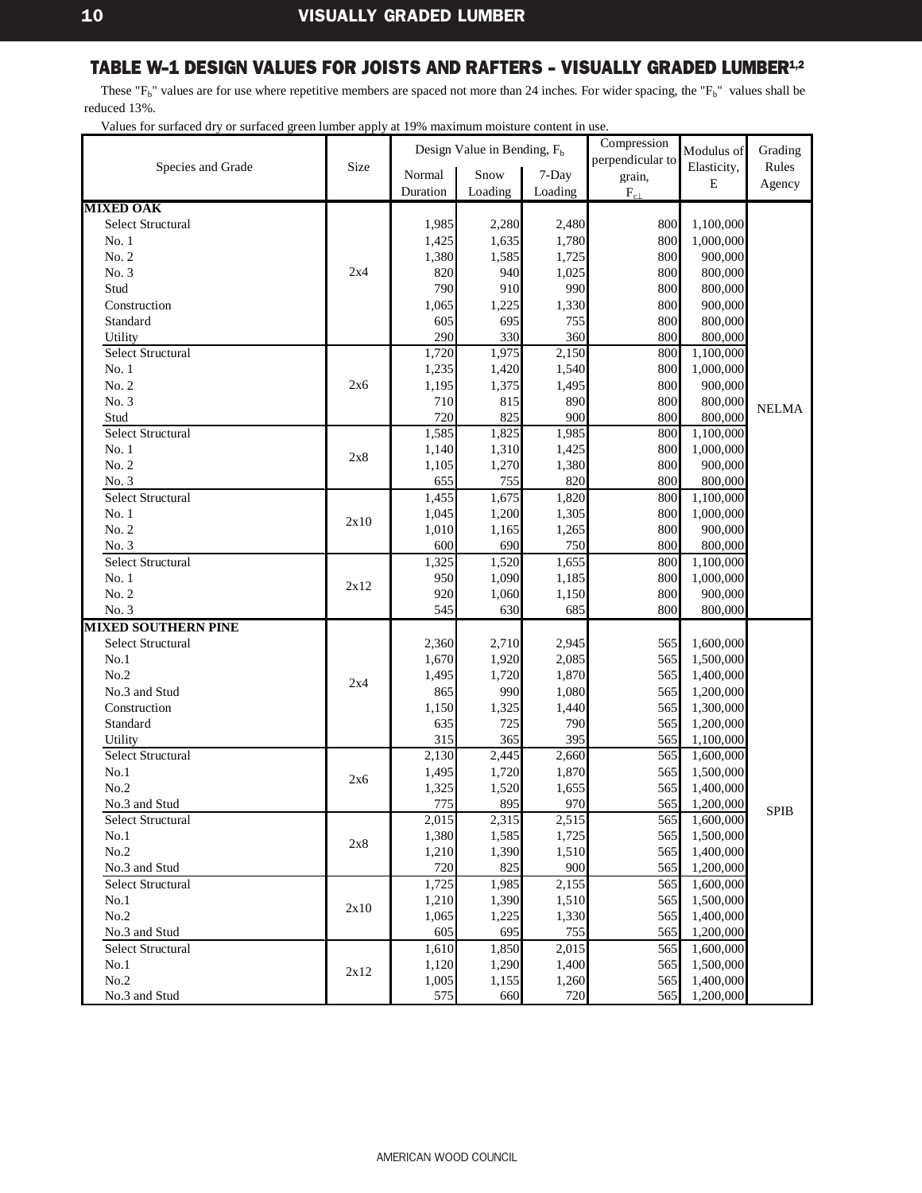## TABLE W-1 DESIGN VALUES FOR JOISTS AND RAFTERS - VISUALLY GRADED LUMBER[1,2]

These "$F_b$" values are for use where repetitive members are spaced not more than 24 inches. For wider spacing, the "$F_b$" values shall be reduced 13%.

Values for surfaced dry or surfaced green lumber apply at 19% maximum moisture content in use.

| Species and Grade | Size | Design Value in Bending, $F_b$ | | | Compression perpendicular to grain, $F_{c\perp}$ | Modulus of Elasticity, E | Grading Rules Agency |
|---|---|---|---|---|---|---|---|
| | | Normal Duration | Snow Loading | 7-Day Loading | | | |
| **MIXED OAK** | | | | | | | |
| Select Structural | 2x4 | 1,985 | 2,280 | 2,480 | 800 | 1,100,000 | NELMA |
| No. 1 | 2x4 | 1,425 | 1,635 | 1,780 | 800 | 1,000,000 | NELMA |
| No. 2 | 2x4 | 1,380 | 1,585 | 1,725 | 800 | 900,000 | NELMA |
| No. 3 | 2x4 | 820 | 940 | 1,025 | 800 | 800,000 | NELMA |
| Stud | 2x4 | 790 | 910 | 990 | 800 | 800,000 | NELMA |
| Construction | 2x4 | 1,065 | 1,225 | 1,330 | 800 | 900,000 | NELMA |
| Standard | 2x4 | 605 | 695 | 755 | 800 | 800,000 | NELMA |
| Utility | 2x4 | 290 | 330 | 360 | 800 | 800,000 | NELMA |
| Select Structural | 2x6 | 1,720 | 1,975 | 2,150 | 800 | 1,100,000 | NELMA |
| No. 1 | 2x6 | 1,235 | 1,420 | 1,540 | 800 | 1,000,000 | NELMA |
| No. 2 | 2x6 | 1,195 | 1,375 | 1,495 | 800 | 900,000 | NELMA |
| No. 3 | 2x6 | 710 | 815 | 890 | 800 | 800,000 | NELMA |
| Stud | 2x6 | 720 | 825 | 900 | 800 | 800,000 | NELMA |
| Select Structural | 2x8 | 1,585 | 1,825 | 1,985 | 800 | 1,100,000 | NELMA |
| No. 1 | 2x8 | 1,140 | 1,310 | 1,425 | 800 | 1,000,000 | NELMA |
| No. 2 | 2x8 | 1,105 | 1,270 | 1,380 | 800 | 900,000 | NELMA |
| No. 3 | 2x8 | 655 | 755 | 820 | 800 | 800,000 | NELMA |
| Select Structural | 2x10 | 1,455 | 1,675 | 1,820 | 800 | 1,100,000 | NELMA |
| No. 1 | 2x10 | 1,045 | 1,200 | 1,305 | 800 | 1,000,000 | NELMA |
| No. 2 | 2x10 | 1,010 | 1,165 | 1,265 | 800 | 900,000 | NELMA |
| No. 3 | 2x10 | 600 | 690 | 750 | 800 | 800,000 | NELMA |
| Select Structural | 2x12 | 1,325 | 1,520 | 1,655 | 800 | 1,100,000 | NELMA |
| No. 1 | 2x12 | 950 | 1,090 | 1,185 | 800 | 1,000,000 | NELMA |
| No. 2 | 2x12 | 920 | 1,060 | 1,150 | 800 | 900,000 | NELMA |
| No. 3 | 2x12 | 545 | 630 | 685 | 800 | 800,000 | NELMA |
| **MIXED SOUTHERN PINE** | | | | | | | |
| Select Structural | 2x4 | 2,360 | 2,710 | 2,945 | 565 | 1,600,000 | SPIB |
| No.1 | 2x4 | 1,670 | 1,920 | 2,085 | 565 | 1,500,000 | SPIB |
| No.2 | 2x4 | 1,495 | 1,720 | 1,870 | 565 | 1,400,000 | SPIB |
| No.3 and Stud | 2x4 | 865 | 990 | 1,080 | 565 | 1,200,000 | SPIB |
| Construction | 2x4 | 1,150 | 1,325 | 1,440 | 565 | 1,300,000 | SPIB |
| Standard | 2x4 | 635 | 725 | 790 | 565 | 1,200,000 | SPIB |
| Utility | 2x4 | 315 | 365 | 395 | 565 | 1,100,000 | SPIB |
| Select Structural | 2x6 | 2,130 | 2,445 | 2,660 | 565 | 1,600,000 | SPIB |
| No.1 | 2x6 | 1,495 | 1,720 | 1,870 | 565 | 1,500,000 | SPIB |
| No.2 | 2x6 | 1,325 | 1,520 | 1,655 | 565 | 1,400,000 | SPIB |
| No.3 and Stud | 2x6 | 775 | 895 | 970 | 565 | 1,200,000 | SPIB |
| Select Structural | 2x8 | 2,015 | 2,315 | 2,515 | 565 | 1,600,000 | SPIB |
| No.1 | 2x8 | 1,380 | 1,585 | 1,725 | 565 | 1,500,000 | SPIB |
| No.2 | 2x8 | 1,210 | 1,390 | 1,510 | 565 | 1,400,000 | SPIB |
| No.3 and Stud | 2x8 | 720 | 825 | 900 | 565 | 1,200,000 | SPIB |
| Select Structural | 2x10 | 1,725 | 1,985 | 2,155 | 565 | 1,600,000 | SPIB |
| No.1 | 2x10 | 1,210 | 1,390 | 1,510 | 565 | 1,500,000 | SPIB |
| No.2 | 2x10 | 1,065 | 1,225 | 1,330 | 565 | 1,400,000 | SPIB |
| No.3 and Stud | 2x10 | 605 | 695 | 755 | 565 | 1,200,000 | SPIB |
| Select Structural | 2x12 | 1,610 | 1,850 | 2,015 | 565 | 1,600,000 | SPIB |
| No.1 | 2x12 | 1,120 | 1,290 | 1,400 | 565 | 1,500,000 | SPIB |
| No.2 | 2x12 | 1,005 | 1,155 | 1,260 | 565 | 1,400,000 | SPIB |
| No.3 and Stud | 2x12 | 575 | 660 | 720 | 565 | 1,200,000 | SPIB |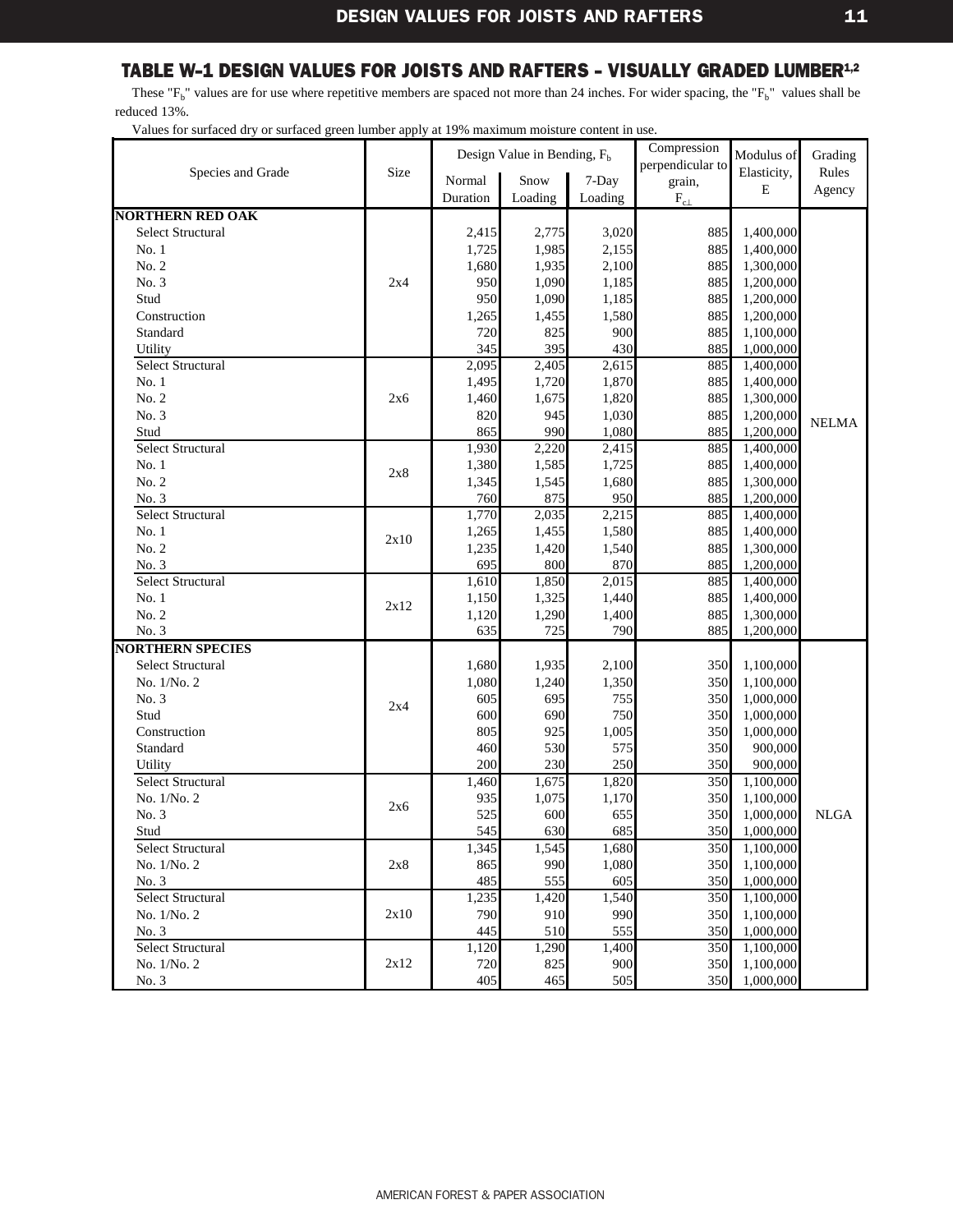## TABLE W-1 DESIGN VALUES FOR JOISTS AND RAFTERS - VISUALLY GRADED LUMBER[1,2]

These "$F_b$" values are for use where repetitive members are spaced not more than 24 inches. For wider spacing, the "$F_b$" values shall be reduced 13%.

Values for surfaced dry or surfaced green lumber apply at 19% maximum moisture content in use.

| Species and Grade | Size | Design Value in Bending, $F_b$ | | | Compression perpendicular to grain, $F_{c\perp}$ | Modulus of Elasticity, E | Grading Rules Agency |
|---|---|---|---|---|---|---|---|
| | | Normal Duration | Snow Loading | 7-Day Loading | | | |
| **NORTHERN RED OAK** | | | | | | | |
| Select Structural | 2x4 | 2,415 | 2,775 | 3,020 | 885 | 1,400,000 | NELMA |
| No. 1 | 2x4 | 1,725 | 1,985 | 2,155 | 885 | 1,400,000 | NELMA |
| No. 2 | 2x4 | 1,680 | 1,935 | 2,100 | 885 | 1,300,000 | NELMA |
| No. 3 | 2x4 | 950 | 1,090 | 1,185 | 885 | 1,200,000 | NELMA |
| Stud | 2x4 | 950 | 1,090 | 1,185 | 885 | 1,200,000 | NELMA |
| Construction | 2x4 | 1,265 | 1,455 | 1,580 | 885 | 1,200,000 | NELMA |
| Standard | 2x4 | 720 | 825 | 900 | 885 | 1,100,000 | NELMA |
| Utility | 2x4 | 345 | 395 | 430 | 885 | 1,000,000 | NELMA |
| Select Structural | 2x6 | 2,095 | 2,405 | 2,615 | 885 | 1,400,000 | NELMA |
| No. 1 | 2x6 | 1,495 | 1,720 | 1,870 | 885 | 1,400,000 | NELMA |
| No. 2 | 2x6 | 1,460 | 1,675 | 1,820 | 885 | 1,300,000 | NELMA |
| No. 3 | 2x6 | 820 | 945 | 1,030 | 885 | 1,200,000 | NELMA |
| Stud | 2x6 | 865 | 990 | 1,080 | 885 | 1,200,000 | NELMA |
| Select Structural | 2x8 | 1,930 | 2,220 | 2,415 | 885 | 1,400,000 | NELMA |
| No. 1 | 2x8 | 1,380 | 1,585 | 1,725 | 885 | 1,400,000 | NELMA |
| No. 2 | 2x8 | 1,345 | 1,545 | 1,680 | 885 | 1,300,000 | NELMA |
| No. 3 | 2x8 | 760 | 875 | 950 | 885 | 1,200,000 | NELMA |
| Select Structural | 2x10 | 1,770 | 2,035 | 2,215 | 885 | 1,400,000 | NELMA |
| No. 1 | 2x10 | 1,265 | 1,455 | 1,580 | 885 | 1,400,000 | NELMA |
| No. 2 | 2x10 | 1,235 | 1,420 | 1,540 | 885 | 1,300,000 | NELMA |
| No. 3 | 2x10 | 695 | 800 | 870 | 885 | 1,200,000 | NELMA |
| Select Structural | 2x12 | 1,610 | 1,850 | 2,015 | 885 | 1,400,000 | NELMA |
| No. 1 | 2x12 | 1,150 | 1,325 | 1,440 | 885 | 1,400,000 | NELMA |
| No. 2 | 2x12 | 1,120 | 1,290 | 1,400 | 885 | 1,300,000 | NELMA |
| No. 3 | 2x12 | 635 | 725 | 790 | 885 | 1,200,000 | NELMA |
| **NORTHERN SPECIES** | | | | | | | |
| Select Structural | 2x4 | 1,680 | 1,935 | 2,100 | 350 | 1,100,000 | NLGA |
| No. 1/No. 2 | 2x4 | 1,080 | 1,240 | 1,350 | 350 | 1,100,000 | NLGA |
| No. 3 | 2x4 | 605 | 695 | 755 | 350 | 1,000,000 | NLGA |
| Stud | 2x4 | 600 | 690 | 750 | 350 | 1,000,000 | NLGA |
| Construction | 2x4 | 805 | 925 | 1,005 | 350 | 1,000,000 | NLGA |
| Standard | 2x4 | 460 | 530 | 575 | 350 | 900,000 | NLGA |
| Utility | 2x4 | 200 | 230 | 250 | 350 | 900,000 | NLGA |
| Select Structural | 2x6 | 1,460 | 1,675 | 1,820 | 350 | 1,100,000 | NLGA |
| No. 1/No. 2 | 2x6 | 935 | 1,075 | 1,170 | 350 | 1,100,000 | NLGA |
| No. 3 | 2x6 | 525 | 600 | 655 | 350 | 1,000,000 | NLGA |
| Stud | 2x6 | 545 | 630 | 685 | 350 | 1,000,000 | NLGA |
| Select Structural | 2x8 | 1,345 | 1,545 | 1,680 | 350 | 1,100,000 | NLGA |
| No. 1/No. 2 | 2x8 | 865 | 990 | 1,080 | 350 | 1,100,000 | NLGA |
| No. 3 | 2x8 | 485 | 555 | 605 | 350 | 1,000,000 | NLGA |
| Select Structural | 2x10 | 1,235 | 1,420 | 1,540 | 350 | 1,100,000 | NLGA |
| No. 1/No. 2 | 2x10 | 790 | 910 | 990 | 350 | 1,100,000 | NLGA |
| No. 3 | 2x10 | 445 | 510 | 555 | 350 | 1,000,000 | NLGA |
| Select Structural | 2x12 | 1,120 | 1,290 | 1,400 | 350 | 1,100,000 | NLGA |
| No. 1/No. 2 | 2x12 | 720 | 825 | 900 | 350 | 1,100,000 | NLGA |
| No. 3 | 2x12 | 405 | 465 | 505 | 350 | 1,000,000 | NLGA |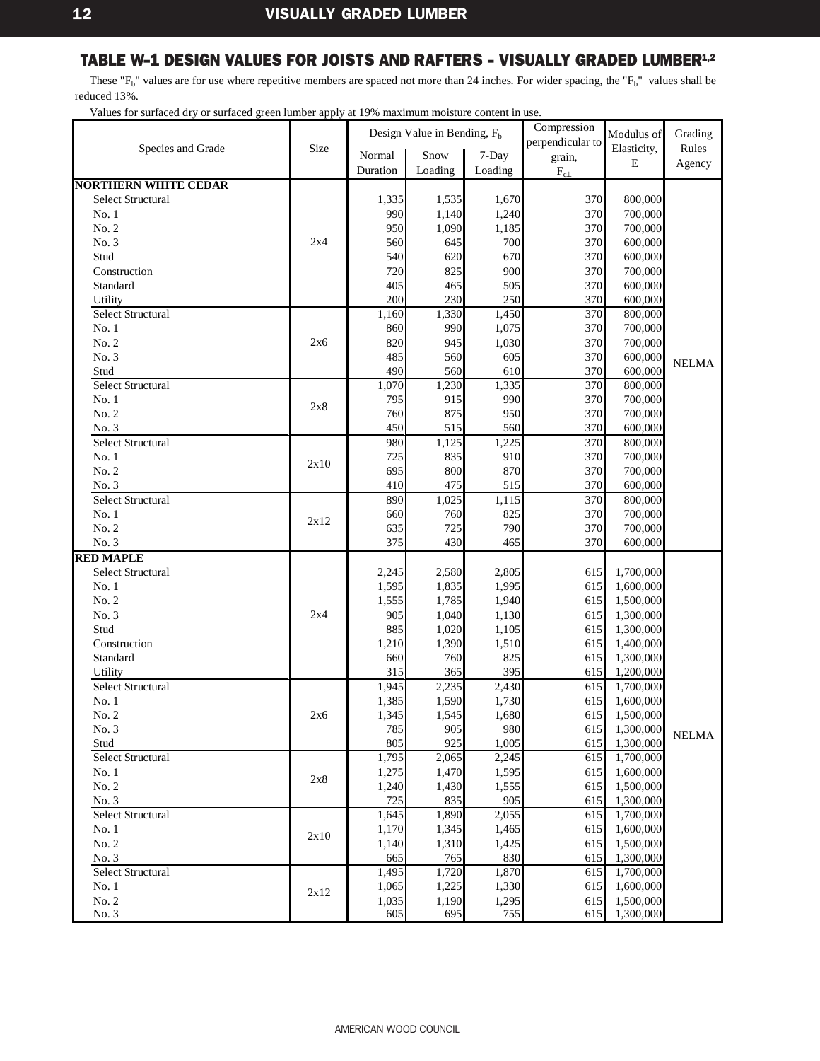## TABLE W-1 DESIGN VALUES FOR JOISTS AND RAFTERS - VISUALLY GRADED LUMBER[1,2]

These "$F_b$" values are for use where repetitive members are spaced not more than 24 inches. For wider spacing, the "$F_b$" values shall be reduced 13%.

Values for surfaced dry or surfaced green lumber apply at 19% maximum moisture content in use.

| Species and Grade | Size | Design Value in Bending, $F_b$ | | | Compression perpendicular to grain, $F_{c\perp}$ | Modulus of Elasticity, E | Grading Rules Agency |
|---|---|---|---|---|---|---|---|
| | | Normal Duration | Snow Loading | 7-Day Loading | | | |
| **NORTHERN WHITE CEDAR** | | | | | | | |
| Select Structural | 2x4 | 1,335 | 1,535 | 1,670 | 370 | 800,000 | NELMA |
| No. 1 | 2x4 | 990 | 1,140 | 1,240 | 370 | 700,000 | NELMA |
| No. 2 | 2x4 | 950 | 1,090 | 1,185 | 370 | 700,000 | NELMA |
| No. 3 | 2x4 | 560 | 645 | 700 | 370 | 600,000 | NELMA |
| Stud | 2x4 | 540 | 620 | 670 | 370 | 600,000 | NELMA |
| Construction | 2x4 | 720 | 825 | 900 | 370 | 700,000 | NELMA |
| Standard | 2x4 | 405 | 465 | 505 | 370 | 600,000 | NELMA |
| Utility | 2x4 | 200 | 230 | 250 | 370 | 600,000 | NELMA |
| Select Structural | 2x6 | 1,160 | 1,330 | 1,450 | 370 | 800,000 | NELMA |
| No. 1 | 2x6 | 860 | 990 | 1,075 | 370 | 700,000 | NELMA |
| No. 2 | 2x6 | 820 | 945 | 1,030 | 370 | 700,000 | NELMA |
| No. 3 | 2x6 | 485 | 560 | 605 | 370 | 600,000 | NELMA |
| Stud | 2x6 | 490 | 560 | 610 | 370 | 600,000 | NELMA |
| Select Structural | 2x8 | 1,070 | 1,230 | 1,335 | 370 | 800,000 | NELMA |
| No. 1 | 2x8 | 795 | 915 | 990 | 370 | 700,000 | NELMA |
| No. 2 | 2x8 | 760 | 875 | 950 | 370 | 700,000 | NELMA |
| No. 3 | 2x8 | 450 | 515 | 560 | 370 | 600,000 | NELMA |
| Select Structural | 2x10 | 980 | 1,125 | 1,225 | 370 | 800,000 | NELMA |
| No. 1 | 2x10 | 725 | 835 | 910 | 370 | 700,000 | NELMA |
| No. 2 | 2x10 | 695 | 800 | 870 | 370 | 700,000 | NELMA |
| No. 3 | 2x10 | 410 | 475 | 515 | 370 | 600,000 | NELMA |
| Select Structural | 2x12 | 890 | 1,025 | 1,115 | 370 | 800,000 | NELMA |
| No. 1 | 2x12 | 660 | 760 | 825 | 370 | 700,000 | NELMA |
| No. 2 | 2x12 | 635 | 725 | 790 | 370 | 700,000 | NELMA |
| No. 3 | 2x12 | 375 | 430 | 465 | 370 | 600,000 | NELMA |
| **RED MAPLE** | | | | | | | |
| Select Structural | 2x4 | 2,245 | 2,580 | 2,805 | 615 | 1,700,000 | NELMA |
| No. 1 | 2x4 | 1,595 | 1,835 | 1,995 | 615 | 1,600,000 | NELMA |
| No. 2 | 2x4 | 1,555 | 1,785 | 1,940 | 615 | 1,500,000 | NELMA |
| No. 3 | 2x4 | 905 | 1,040 | 1,130 | 615 | 1,300,000 | NELMA |
| Stud | 2x4 | 885 | 1,020 | 1,105 | 615 | 1,300,000 | NELMA |
| Construction | 2x4 | 1,210 | 1,390 | 1,510 | 615 | 1,400,000 | NELMA |
| Standard | 2x4 | 660 | 760 | 825 | 615 | 1,300,000 | NELMA |
| Utility | 2x4 | 315 | 365 | 395 | 615 | 1,200,000 | NELMA |
| Select Structural | 2x6 | 1,945 | 2,235 | 2,430 | 615 | 1,700,000 | NELMA |
| No. 1 | 2x6 | 1,385 | 1,590 | 1,730 | 615 | 1,600,000 | NELMA |
| No. 2 | 2x6 | 1,345 | 1,545 | 1,680 | 615 | 1,500,000 | NELMA |
| No. 3 | 2x6 | 785 | 905 | 980 | 615 | 1,300,000 | NELMA |
| Stud | 2x6 | 805 | 925 | 1,005 | 615 | 1,300,000 | NELMA |
| Select Structural | 2x8 | 1,795 | 2,065 | 2,245 | 615 | 1,700,000 | NELMA |
| No. 1 | 2x8 | 1,275 | 1,470 | 1,595 | 615 | 1,600,000 | NELMA |
| No. 2 | 2x8 | 1,240 | 1,430 | 1,555 | 615 | 1,500,000 | NELMA |
| No. 3 | 2x8 | 725 | 835 | 905 | 615 | 1,300,000 | NELMA |
| Select Structural | 2x10 | 1,645 | 1,890 | 2,055 | 615 | 1,700,000 | NELMA |
| No. 1 | 2x10 | 1,170 | 1,345 | 1,465 | 615 | 1,600,000 | NELMA |
| No. 2 | 2x10 | 1,140 | 1,310 | 1,425 | 615 | 1,500,000 | NELMA |
| No. 3 | 2x10 | 665 | 765 | 830 | 615 | 1,300,000 | NELMA |
| Select Structural | 2x12 | 1,495 | 1,720 | 1,870 | 615 | 1,700,000 | NELMA |
| No. 1 | 2x12 | 1,065 | 1,225 | 1,330 | 615 | 1,600,000 | NELMA |
| No. 2 | 2x12 | 1,035 | 1,190 | 1,295 | 615 | 1,500,000 | NELMA |
| No. 3 | 2x12 | 605 | 695 | 755 | 615 | 1,300,000 | NELMA |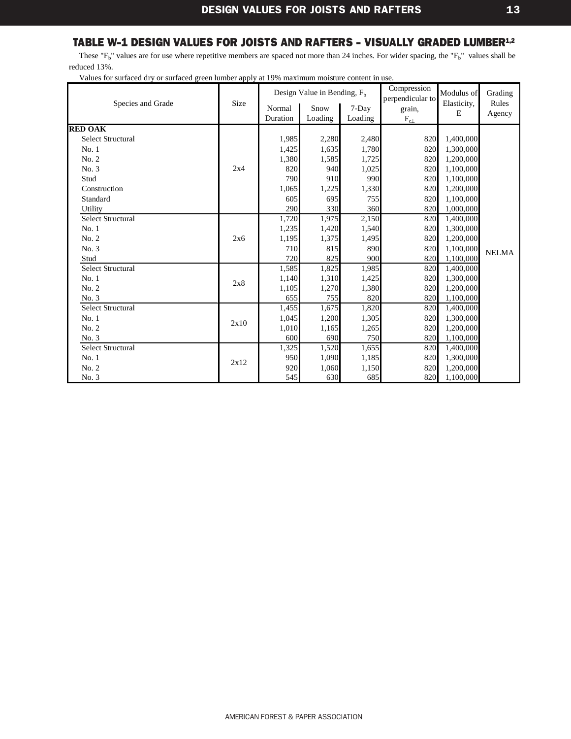## TABLE W-1 DESIGN VALUES FOR JOISTS AND RAFTERS - VISUALLY GRADED LUMBER[1,2]

These "$F_b$" values are for use where repetitive members are spaced not more than 24 inches. For wider spacing, the "$F_b$" values shall be reduced 13%.

Values for surfaced dry or surfaced green lumber apply at 19% maximum moisture content in use.

| Species and Grade | Size | Design Value in Bending, $F_b$ | | | Compression perpendicular to grain, $F_{c\perp}$ | Modulus of Elasticity, E | Grading Rules Agency |
|---|---|---|---|---|---|---|---|
| | | Normal Duration | Snow Loading | 7-Day Loading | | | |
| **RED OAK** | | | | | | | |
| Select Structural | 2x4 | 1,985 | 2,280 | 2,480 | 820 | 1,400,000 | NELMA |
| No. 1 | 2x4 | 1,425 | 1,635 | 1,780 | 820 | 1,300,000 | NELMA |
| No. 2 | 2x4 | 1,380 | 1,585 | 1,725 | 820 | 1,200,000 | NELMA |
| No. 3 | 2x4 | 820 | 940 | 1,025 | 820 | 1,100,000 | NELMA |
| Stud | 2x4 | 790 | 910 | 990 | 820 | 1,100,000 | NELMA |
| Construction | 2x4 | 1,065 | 1,225 | 1,330 | 820 | 1,200,000 | NELMA |
| Standard | 2x4 | 605 | 695 | 755 | 820 | 1,100,000 | NELMA |
| Utility | 2x4 | 290 | 330 | 360 | 820 | 1,000,000 | NELMA |
| Select Structural | 2x6 | 1,720 | 1,975 | 2,150 | 820 | 1,400,000 | NELMA |
| No. 1 | 2x6 | 1,235 | 1,420 | 1,540 | 820 | 1,300,000 | NELMA |
| No. 2 | 2x6 | 1,195 | 1,375 | 1,495 | 820 | 1,200,000 | NELMA |
| No. 3 | 2x6 | 710 | 815 | 890 | 820 | 1,100,000 | NELMA |
| Stud | 2x6 | 720 | 825 | 900 | 820 | 1,100,000 | NELMA |
| Select Structural | 2x8 | 1,585 | 1,825 | 1,985 | 820 | 1,400,000 | NELMA |
| No. 1 | 2x8 | 1,140 | 1,310 | 1,425 | 820 | 1,300,000 | NELMA |
| No. 2 | 2x8 | 1,105 | 1,270 | 1,380 | 820 | 1,200,000 | NELMA |
| No. 3 | 2x8 | 655 | 755 | 820 | 820 | 1,100,000 | NELMA |
| Select Structural | 2x10 | 1,455 | 1,675 | 1,820 | 820 | 1,400,000 | NELMA |
| No. 1 | 2x10 | 1,045 | 1,200 | 1,305 | 820 | 1,300,000 | NELMA |
| No. 2 | 2x10 | 1,010 | 1,165 | 1,265 | 820 | 1,200,000 | NELMA |
| No. 3 | 2x10 | 600 | 690 | 750 | 820 | 1,100,000 | NELMA |
| Select Structural | 2x12 | 1,325 | 1,520 | 1,655 | 820 | 1,400,000 | NELMA |
| No. 1 | 2x12 | 950 | 1,090 | 1,185 | 820 | 1,300,000 | NELMA |
| No. 2 | 2x12 | 920 | 1,060 | 1,150 | 820 | 1,200,000 | NELMA |
| No. 3 | 2x12 | 545 | 630 | 685 | 820 | 1,100,000 | NELMA |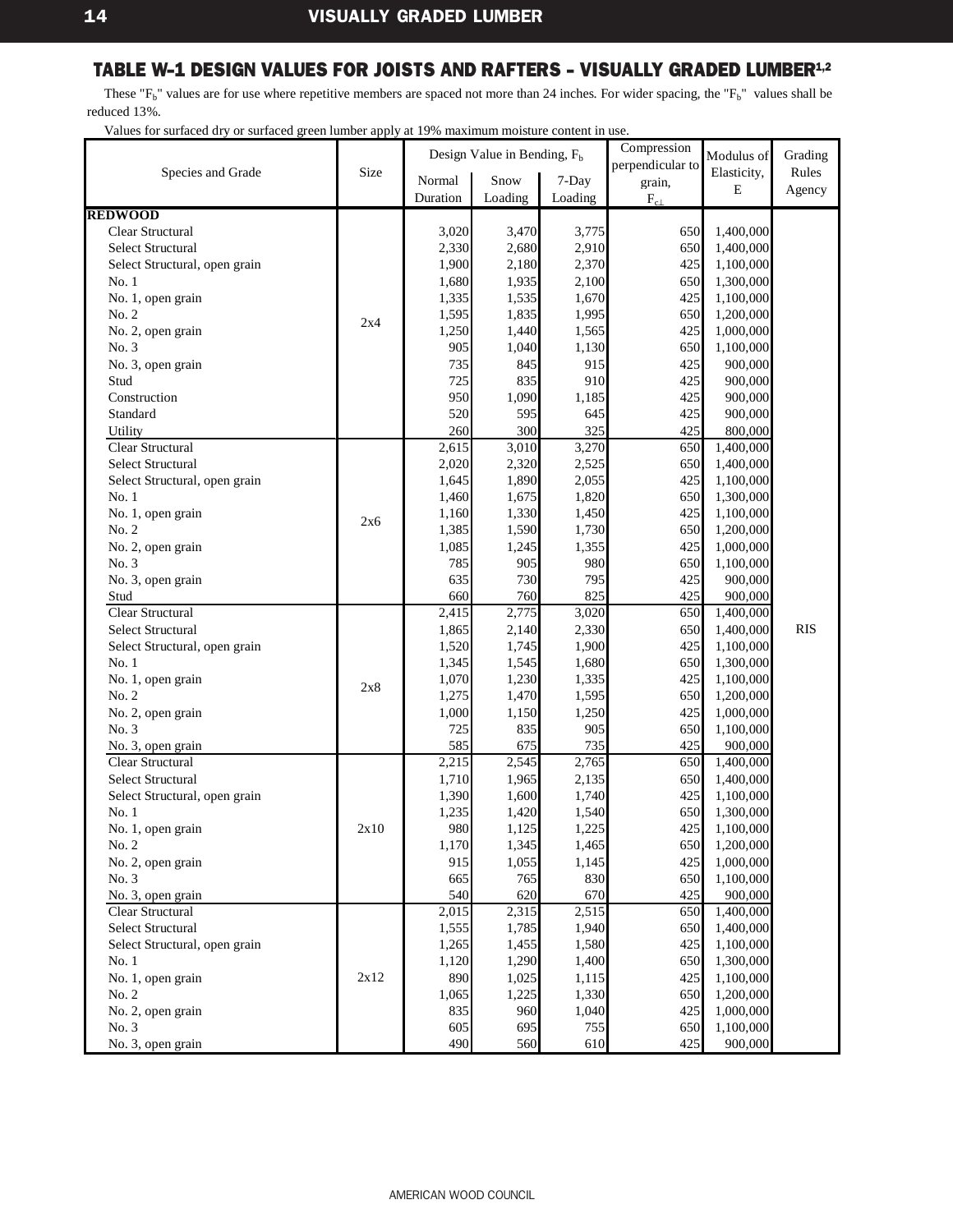## TABLE W-1 DESIGN VALUES FOR JOISTS AND RAFTERS - VISUALLY GRADED LUMBER[1,2]

These "$F_b$" values are for use where repetitive members are spaced not more than 24 inches. For wider spacing, the "$F_b$" values shall be reduced 13%.

Values for surfaced dry or surfaced green lumber apply at 19% maximum moisture content in use.

| Species and Grade | Size | Design Value in Bending, $F_b$ | | | Compression perpendicular to grain, $F_{c\perp}$ | Modulus of Elasticity, E | Grading Rules Agency |
|---|---|---|---|---|---|---|---|
| | | Normal Duration | Snow Loading | 7-Day Loading | | | |
| **REDWOOD** | | | | | | | |
| Clear Structural | 2x4 | 3,020 | 3,470 | 3,775 | 650 | 1,400,000 | RIS |
| Select Structural | 2x4 | 2,330 | 2,680 | 2,910 | 650 | 1,400,000 | RIS |
| Select Structural, open grain | 2x4 | 1,900 | 2,180 | 2,370 | 425 | 1,100,000 | RIS |
| No. 1 | 2x4 | 1,680 | 1,935 | 2,100 | 650 | 1,300,000 | RIS |
| No. 1, open grain | 2x4 | 1,335 | 1,535 | 1,670 | 425 | 1,100,000 | RIS |
| No. 2 | 2x4 | 1,595 | 1,835 | 1,995 | 650 | 1,200,000 | RIS |
| No. 2, open grain | 2x4 | 1,250 | 1,440 | 1,565 | 425 | 1,000,000 | RIS |
| No. 3 | 2x4 | 905 | 1,040 | 1,130 | 650 | 1,100,000 | RIS |
| No. 3, open grain | 2x4 | 735 | 845 | 915 | 425 | 900,000 | RIS |
| Stud | 2x4 | 725 | 835 | 910 | 425 | 900,000 | RIS |
| Construction | 2x4 | 950 | 1,090 | 1,185 | 425 | 900,000 | RIS |
| Standard | 2x4 | 520 | 595 | 645 | 425 | 900,000 | RIS |
| Utility | 2x4 | 260 | 300 | 325 | 425 | 800,000 | RIS |
| Clear Structural | 2x6 | 2,615 | 3,010 | 3,270 | 650 | 1,400,000 | RIS |
| Select Structural | 2x6 | 2,020 | 2,320 | 2,525 | 650 | 1,400,000 | RIS |
| Select Structural, open grain | 2x6 | 1,645 | 1,890 | 2,055 | 425 | 1,100,000 | RIS |
| No. 1 | 2x6 | 1,460 | 1,675 | 1,820 | 650 | 1,300,000 | RIS |
| No. 1, open grain | 2x6 | 1,160 | 1,330 | 1,450 | 425 | 1,100,000 | RIS |
| No. 2 | 2x6 | 1,385 | 1,590 | 1,730 | 650 | 1,200,000 | RIS |
| No. 2, open grain | 2x6 | 1,085 | 1,245 | 1,355 | 425 | 1,000,000 | RIS |
| No. 3 | 2x6 | 785 | 905 | 980 | 650 | 1,100,000 | RIS |
| No. 3, open grain | 2x6 | 635 | 730 | 795 | 425 | 900,000 | RIS |
| Stud | 2x6 | 660 | 760 | 825 | 425 | 900,000 | RIS |
| Clear Structural | 2x8 | 2,415 | 2,775 | 3,020 | 650 | 1,400,000 | RIS |
| Select Structural | 2x8 | 1,865 | 2,140 | 2,330 | 650 | 1,400,000 | RIS |
| Select Structural, open grain | 2x8 | 1,520 | 1,745 | 1,900 | 425 | 1,100,000 | RIS |
| No. 1 | 2x8 | 1,345 | 1,545 | 1,680 | 650 | 1,300,000 | RIS |
| No. 1, open grain | 2x8 | 1,070 | 1,230 | 1,335 | 425 | 1,100,000 | RIS |
| No. 2 | 2x8 | 1,275 | 1,470 | 1,595 | 650 | 1,200,000 | RIS |
| No. 2, open grain | 2x8 | 1,000 | 1,150 | 1,250 | 425 | 1,000,000 | RIS |
| No. 3 | 2x8 | 725 | 835 | 905 | 650 | 1,100,000 | RIS |
| No. 3, open grain | 2x8 | 585 | 675 | 735 | 425 | 900,000 | RIS |
| Clear Structural | 2x10 | 2,215 | 2,545 | 2,765 | 650 | 1,400,000 | RIS |
| Select Structural | 2x10 | 1,710 | 1,965 | 2,135 | 650 | 1,400,000 | RIS |
| Select Structural, open grain | 2x10 | 1,390 | 1,600 | 1,740 | 425 | 1,100,000 | RIS |
| No. 1 | 2x10 | 1,235 | 1,420 | 1,540 | 650 | 1,300,000 | RIS |
| No. 1, open grain | 2x10 | 980 | 1,125 | 1,225 | 425 | 1,100,000 | RIS |
| No. 2 | 2x10 | 1,170 | 1,345 | 1,465 | 650 | 1,200,000 | RIS |
| No. 2, open grain | 2x10 | 915 | 1,055 | 1,145 | 425 | 1,000,000 | RIS |
| No. 3 | 2x10 | 665 | 765 | 830 | 650 | 1,100,000 | RIS |
| No. 3, open grain | 2x10 | 540 | 620 | 670 | 425 | 900,000 | RIS |
| Clear Structural | 2x12 | 2,015 | 2,315 | 2,515 | 650 | 1,400,000 | RIS |
| Select Structural | 2x12 | 1,555 | 1,785 | 1,940 | 650 | 1,400,000 | RIS |
| Select Structural, open grain | 2x12 | 1,265 | 1,455 | 1,580 | 425 | 1,100,000 | RIS |
| No. 1 | 2x12 | 1,120 | 1,290 | 1,400 | 650 | 1,300,000 | RIS |
| No. 1, open grain | 2x12 | 890 | 1,025 | 1,115 | 425 | 1,100,000 | RIS |
| No. 2 | 2x12 | 1,065 | 1,225 | 1,330 | 650 | 1,200,000 | RIS |
| No. 2, open grain | 2x12 | 835 | 960 | 1,040 | 425 | 1,000,000 | RIS |
| No. 3 | 2x12 | 605 | 695 | 755 | 650 | 1,100,000 | RIS |
| No. 3, open grain | 2x12 | 490 | 560 | 610 | 425 | 900,000 | RIS |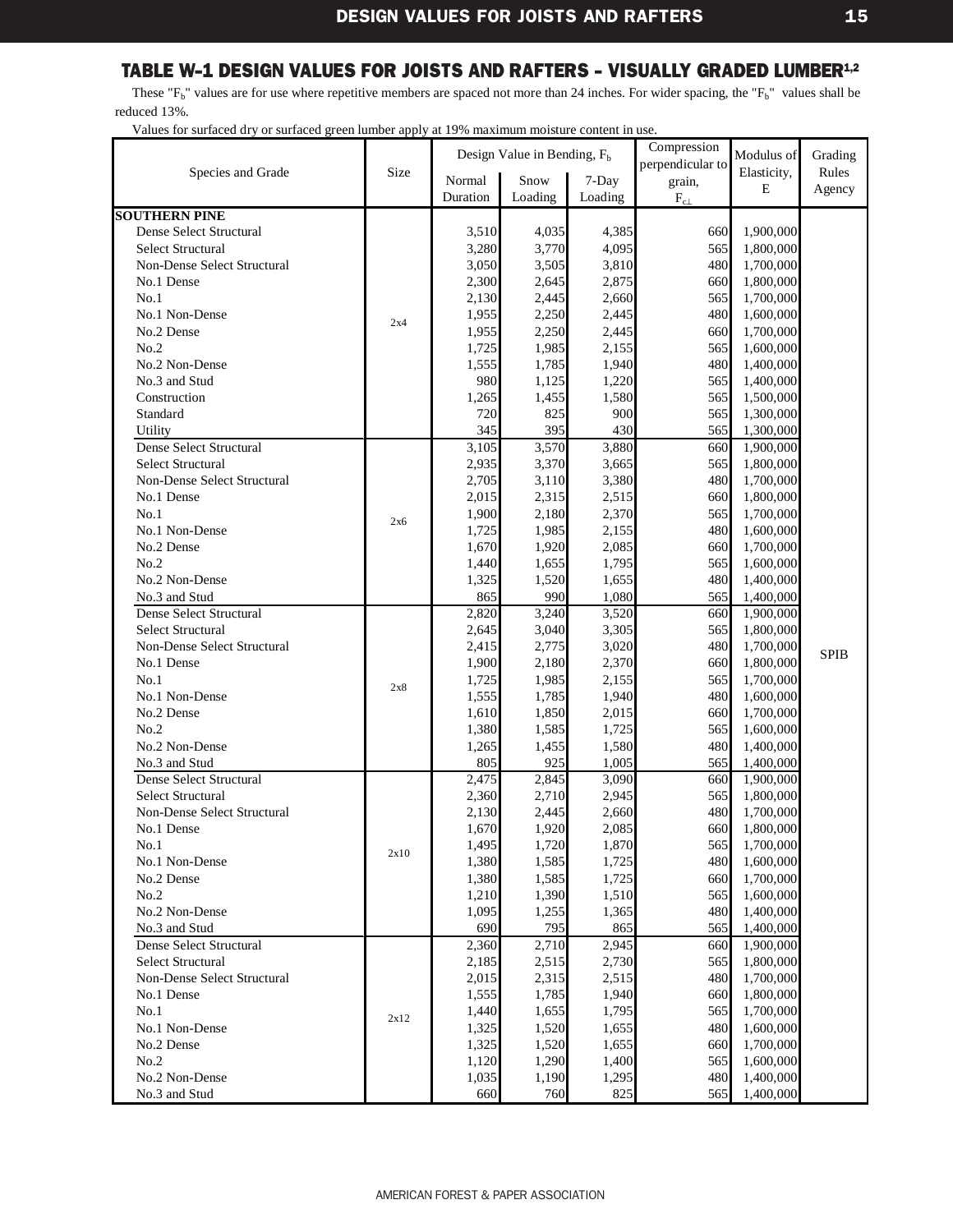## TABLE W-1 DESIGN VALUES FOR JOISTS AND RAFTERS – VISUALLY GRADED LUMBER[1,2]

These "$F_b$" values are for use where repetitive members are spaced not more than 24 inches. For wider spacing, the "$F_b$" values shall be reduced 13%.

Values for surfaced dry or surfaced green lumber apply at 19% maximum moisture content in use.

| Species and Grade | Size | Design Value in Bending, $F_b$ | | | Compression perpendicular to grain, $F_{c\perp}$ | Modulus of Elasticity, E | Grading Rules Agency |
|---|---|---|---|---|---|---|---|
| | | Normal Duration | Snow Loading | 7-Day Loading | | | |
| **SOUTHERN PINE** | | | | | | | |
| Dense Select Structural | 2x4 | 3,510 | 4,035 | 4,385 | 660 | 1,900,000 | SPIB |
| Select Structural | 2x4 | 3,280 | 3,770 | 4,095 | 565 | 1,800,000 | SPIB |
| Non-Dense Select Structural | 2x4 | 3,050 | 3,505 | 3,810 | 480 | 1,700,000 | SPIB |
| No.1 Dense | 2x4 | 2,300 | 2,645 | 2,875 | 660 | 1,800,000 | SPIB |
| No.1 | 2x4 | 2,130 | 2,445 | 2,660 | 565 | 1,700,000 | SPIB |
| No.1 Non-Dense | 2x4 | 1,955 | 2,250 | 2,445 | 480 | 1,600,000 | SPIB |
| No.2 Dense | 2x4 | 1,955 | 2,250 | 2,445 | 660 | 1,700,000 | SPIB |
| No.2 | 2x4 | 1,725 | 1,985 | 2,155 | 565 | 1,600,000 | SPIB |
| No.2 Non-Dense | 2x4 | 1,555 | 1,785 | 1,940 | 480 | 1,400,000 | SPIB |
| No.3 and Stud | 2x4 | 980 | 1,125 | 1,220 | 565 | 1,400,000 | SPIB |
| Construction | 2x4 | 1,265 | 1,455 | 1,580 | 565 | 1,500,000 | SPIB |
| Standard | 2x4 | 720 | 825 | 900 | 565 | 1,300,000 | SPIB |
| Utility | 2x4 | 345 | 395 | 430 | 565 | 1,300,000 | SPIB |
| Dense Select Structural | 2x6 | 3,105 | 3,570 | 3,880 | 660 | 1,900,000 | SPIB |
| Select Structural | 2x6 | 2,935 | 3,370 | 3,665 | 565 | 1,800,000 | SPIB |
| Non-Dense Select Structural | 2x6 | 2,705 | 3,110 | 3,380 | 480 | 1,700,000 | SPIB |
| No.1 Dense | 2x6 | 2,015 | 2,315 | 2,515 | 660 | 1,800,000 | SPIB |
| No.1 | 2x6 | 1,900 | 2,180 | 2,370 | 565 | 1,700,000 | SPIB |
| No.1 Non-Dense | 2x6 | 1,725 | 1,985 | 2,155 | 480 | 1,600,000 | SPIB |
| No.2 Dense | 2x6 | 1,670 | 1,920 | 2,085 | 660 | 1,700,000 | SPIB |
| No.2 | 2x6 | 1,440 | 1,655 | 1,795 | 565 | 1,600,000 | SPIB |
| No.2 Non-Dense | 2x6 | 1,325 | 1,520 | 1,655 | 480 | 1,400,000 | SPIB |
| No.3 and Stud | 2x6 | 865 | 990 | 1,080 | 565 | 1,400,000 | SPIB |
| Dense Select Structural | 2x8 | 2,820 | 3,240 | 3,520 | 660 | 1,900,000 | SPIB |
| Select Structural | 2x8 | 2,645 | 3,040 | 3,305 | 565 | 1,800,000 | SPIB |
| Non-Dense Select Structural | 2x8 | 2,415 | 2,775 | 3,020 | 480 | 1,700,000 | SPIB |
| No.1 Dense | 2x8 | 1,900 | 2,180 | 2,370 | 660 | 1,800,000 | SPIB |
| No.1 | 2x8 | 1,725 | 1,985 | 2,155 | 565 | 1,700,000 | SPIB |
| No.1 Non-Dense | 2x8 | 1,555 | 1,785 | 1,940 | 480 | 1,600,000 | SPIB |
| No.2 Dense | 2x8 | 1,610 | 1,850 | 2,015 | 660 | 1,700,000 | SPIB |
| No.2 | 2x8 | 1,380 | 1,585 | 1,725 | 565 | 1,600,000 | SPIB |
| No.2 Non-Dense | 2x8 | 1,265 | 1,455 | 1,580 | 480 | 1,400,000 | SPIB |
| No.3 and Stud | 2x8 | 805 | 925 | 1,005 | 565 | 1,400,000 | SPIB |
| Dense Select Structural | 2x10 | 2,475 | 2,845 | 3,090 | 660 | 1,900,000 | SPIB |
| Select Structural | 2x10 | 2,360 | 2,710 | 2,945 | 565 | 1,800,000 | SPIB |
| Non-Dense Select Structural | 2x10 | 2,130 | 2,445 | 2,660 | 480 | 1,700,000 | SPIB |
| No.1 Dense | 2x10 | 1,670 | 1,920 | 2,085 | 660 | 1,800,000 | SPIB |
| No.1 | 2x10 | 1,495 | 1,720 | 1,870 | 565 | 1,700,000 | SPIB |
| No.1 Non-Dense | 2x10 | 1,380 | 1,585 | 1,725 | 480 | 1,600,000 | SPIB |
| No.2 Dense | 2x10 | 1,380 | 1,585 | 1,725 | 660 | 1,700,000 | SPIB |
| No.2 | 2x10 | 1,210 | 1,390 | 1,510 | 565 | 1,600,000 | SPIB |
| No.2 Non-Dense | 2x10 | 1,095 | 1,255 | 1,365 | 480 | 1,400,000 | SPIB |
| No.3 and Stud | 2x10 | 690 | 795 | 865 | 565 | 1,400,000 | SPIB |
| Dense Select Structural | 2x12 | 2,360 | 2,710 | 2,945 | 660 | 1,900,000 | SPIB |
| Select Structural | 2x12 | 2,185 | 2,515 | 2,730 | 565 | 1,800,000 | SPIB |
| Non-Dense Select Structural | 2x12 | 2,015 | 2,315 | 2,515 | 480 | 1,700,000 | SPIB |
| No.1 Dense | 2x12 | 1,555 | 1,785 | 1,940 | 660 | 1,800,000 | SPIB |
| No.1 | 2x12 | 1,440 | 1,655 | 1,795 | 565 | 1,700,000 | SPIB |
| No.1 Non-Dense | 2x12 | 1,325 | 1,520 | 1,655 | 480 | 1,600,000 | SPIB |
| No.2 Dense | 2x12 | 1,325 | 1,520 | 1,655 | 660 | 1,700,000 | SPIB |
| No.2 | 2x12 | 1,120 | 1,290 | 1,400 | 565 | 1,600,000 | SPIB |
| No.2 Non-Dense | 2x12 | 1,035 | 1,190 | 1,295 | 480 | 1,400,000 | SPIB |
| No.3 and Stud | 2x12 | 660 | 760 | 825 | 565 | 1,400,000 | SPIB |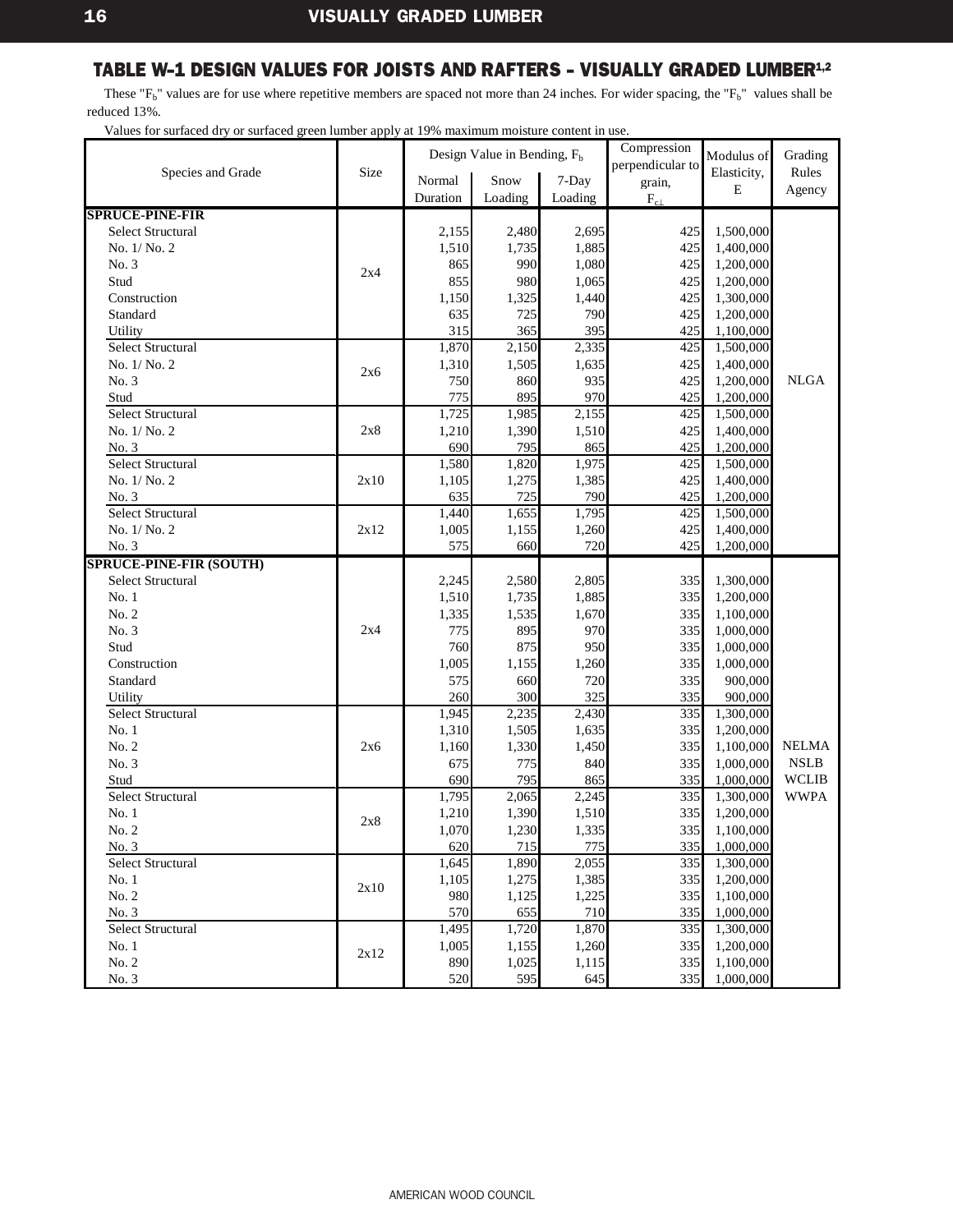## TABLE W-1 DESIGN VALUES FOR JOISTS AND RAFTERS - VISUALLY GRADED LUMBER[1,2]

These "$F_b$" values are for use where repetitive members are spaced not more than 24 inches. For wider spacing, the "$F_b$" values shall be reduced 13%.

Values for surfaced dry or surfaced green lumber apply at 19% maximum moisture content in use.

| Species and Grade | Size | Design Value in Bending, $F_b$ | | | Compression perpendicular to grain, $F_{c\perp}$ | Modulus of Elasticity, E | Grading Rules Agency |
|---|---|---|---|---|---|---|---|
| | | Normal Duration | Snow Loading | 7-Day Loading | | | |
| **SPRUCE-PINE-FIR** | | | | | | | |
| Select Structural | 2x4 | 2,155 | 2,480 | 2,695 | 425 | 1,500,000 | NLGA |
| No. 1/ No. 2 | 2x4 | 1,510 | 1,735 | 1,885 | 425 | 1,400,000 | NLGA |
| No. 3 | 2x4 | 865 | 990 | 1,080 | 425 | 1,200,000 | NLGA |
| Stud | 2x4 | 855 | 980 | 1,065 | 425 | 1,200,000 | NLGA |
| Construction | 2x4 | 1,150 | 1,325 | 1,440 | 425 | 1,300,000 | NLGA |
| Standard | 2x4 | 635 | 725 | 790 | 425 | 1,200,000 | NLGA |
| Utility | 2x4 | 315 | 365 | 395 | 425 | 1,100,000 | NLGA |
| Select Structural | 2x6 | 1,870 | 2,150 | 2,335 | 425 | 1,500,000 | NLGA |
| No. 1/ No. 2 | 2x6 | 1,310 | 1,505 | 1,635 | 425 | 1,400,000 | NLGA |
| No. 3 | 2x6 | 750 | 860 | 935 | 425 | 1,200,000 | NLGA |
| Stud | 2x6 | 775 | 895 | 970 | 425 | 1,200,000 | NLGA |
| Select Structural | 2x8 | 1,725 | 1,985 | 2,155 | 425 | 1,500,000 | NLGA |
| No. 1/ No. 2 | 2x8 | 1,210 | 1,390 | 1,510 | 425 | 1,400,000 | NLGA |
| No. 3 | 2x8 | 690 | 795 | 865 | 425 | 1,200,000 | NLGA |
| Select Structural | 2x10 | 1,580 | 1,820 | 1,975 | 425 | 1,500,000 | NLGA |
| No. 1/ No. 2 | 2x10 | 1,105 | 1,275 | 1,385 | 425 | 1,400,000 | NLGA |
| No. 3 | 2x10 | 635 | 725 | 790 | 425 | 1,200,000 | NLGA |
| Select Structural | 2x12 | 1,440 | 1,655 | 1,795 | 425 | 1,500,000 | NLGA |
| No. 1/ No. 2 | 2x12 | 1,005 | 1,155 | 1,260 | 425 | 1,400,000 | NLGA |
| No. 3 | 2x12 | 575 | 660 | 720 | 425 | 1,200,000 | NLGA |
| **SPRUCE-PINE-FIR (SOUTH)** | | | | | | | |
| Select Structural | 2x4 | 2,245 | 2,580 | 2,805 | 335 | 1,300,000 | NELMA NSLB WCLIB WWPA |
| No. 1 | 2x4 | 1,510 | 1,735 | 1,885 | 335 | 1,200,000 | NELMA NSLB WCLIB WWPA |
| No. 2 | 2x4 | 1,335 | 1,535 | 1,670 | 335 | 1,100,000 | NELMA NSLB WCLIB WWPA |
| No. 3 | 2x4 | 775 | 895 | 970 | 335 | 1,000,000 | NELMA NSLB WCLIB WWPA |
| Stud | 2x4 | 760 | 875 | 950 | 335 | 1,000,000 | NELMA NSLB WCLIB WWPA |
| Construction | 2x4 | 1,005 | 1,155 | 1,260 | 335 | 1,000,000 | NELMA NSLB WCLIB WWPA |
| Standard | 2x4 | 575 | 660 | 720 | 335 | 900,000 | NELMA NSLB WCLIB WWPA |
| Utility | 2x4 | 260 | 300 | 325 | 335 | 900,000 | NELMA NSLB WCLIB WWPA |
| Select Structural | 2x6 | 1,945 | 2,235 | 2,430 | 335 | 1,300,000 | NELMA NSLB WCLIB WWPA |
| No. 1 | 2x6 | 1,310 | 1,505 | 1,635 | 335 | 1,200,000 | NELMA NSLB WCLIB WWPA |
| No. 2 | 2x6 | 1,160 | 1,330 | 1,450 | 335 | 1,100,000 | NELMA NSLB WCLIB WWPA |
| No. 3 | 2x6 | 675 | 775 | 840 | 335 | 1,000,000 | NELMA NSLB WCLIB WWPA |
| Stud | 2x6 | 690 | 795 | 865 | 335 | 1,000,000 | NELMA NSLB WCLIB WWPA |
| Select Structural | 2x8 | 1,795 | 2,065 | 2,245 | 335 | 1,300,000 | NELMA NSLB WCLIB WWPA |
| No. 1 | 2x8 | 1,210 | 1,390 | 1,510 | 335 | 1,200,000 | NELMA NSLB WCLIB WWPA |
| No. 2 | 2x8 | 1,070 | 1,230 | 1,335 | 335 | 1,100,000 | NELMA NSLB WCLIB WWPA |
| No. 3 | 2x8 | 620 | 715 | 775 | 335 | 1,000,000 | NELMA NSLB WCLIB WWPA |
| Select Structural | 2x10 | 1,645 | 1,890 | 2,055 | 335 | 1,300,000 | NELMA NSLB WCLIB WWPA |
| No. 1 | 2x10 | 1,105 | 1,275 | 1,385 | 335 | 1,200,000 | NELMA NSLB WCLIB WWPA |
| No. 2 | 2x10 | 980 | 1,125 | 1,225 | 335 | 1,100,000 | NELMA NSLB WCLIB WWPA |
| No. 3 | 2x10 | 570 | 655 | 710 | 335 | 1,000,000 | NELMA NSLB WCLIB WWPA |
| Select Structural | 2x12 | 1,495 | 1,720 | 1,870 | 335 | 1,300,000 | NELMA NSLB WCLIB WWPA |
| No. 1 | 2x12 | 1,005 | 1,155 | 1,260 | 335 | 1,200,000 | NELMA NSLB WCLIB WWPA |
| No. 2 | 2x12 | 890 | 1,025 | 1,115 | 335 | 1,100,000 | NELMA NSLB WCLIB WWPA |
| No. 3 | 2x12 | 520 | 595 | 645 | 335 | 1,000,000 | NELMA NSLB WCLIB WWPA |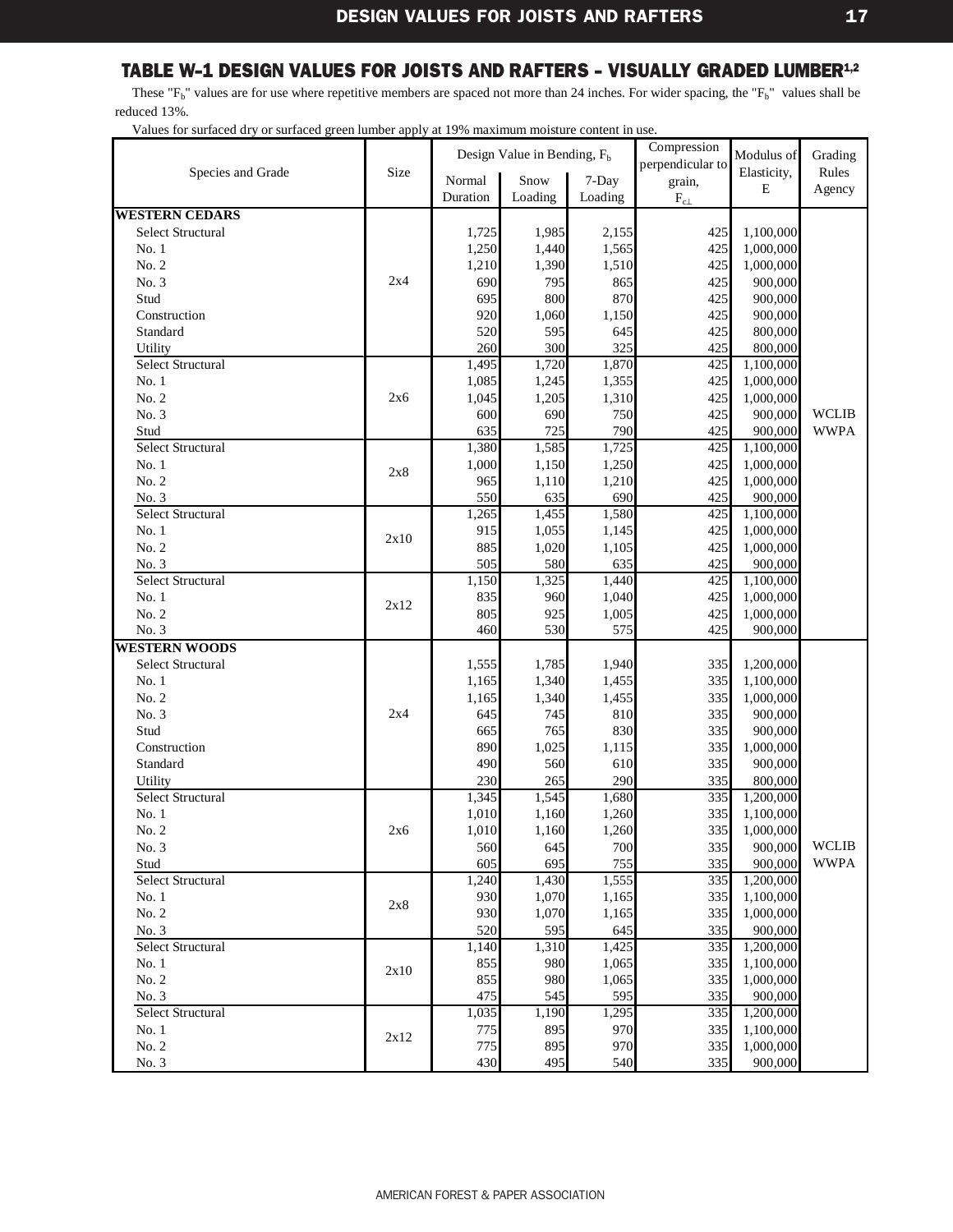## TABLE W-1 DESIGN VALUES FOR JOISTS AND RAFTERS - VISUALLY GRADED LUMBER[1,2]

These "$F_b$" values are for use where repetitive members are spaced not more than 24 inches. For wider spacing, the "$F_b$" values shall be reduced 13%.

Values for surfaced dry or surfaced green lumber apply at 19% maximum moisture content in use.

| Species and Grade | Size | Design Value in Bending, $F_b$ | | | Compression perpendicular to grain, $F_{c\perp}$ | Modulus of Elasticity, E | Grading Rules Agency |
|---|---|---|---|---|---|---|---|
| | | Normal Duration | Snow Loading | 7-Day Loading | | | |
| **WESTERN CEDARS** | | | | | | | |
| Select Structural | 2x4 | 1,725 | 1,985 | 2,155 | 425 | 1,100,000 | WCLIB WWPA |
| No. 1 | 2x4 | 1,250 | 1,440 | 1,565 | 425 | 1,000,000 | WCLIB WWPA |
| No. 2 | 2x4 | 1,210 | 1,390 | 1,510 | 425 | 1,000,000 | WCLIB WWPA |
| No. 3 | 2x4 | 690 | 795 | 865 | 425 | 900,000 | WCLIB WWPA |
| Stud | 2x4 | 695 | 800 | 870 | 425 | 900,000 | WCLIB WWPA |
| Construction | 2x4 | 920 | 1,060 | 1,150 | 425 | 900,000 | WCLIB WWPA |
| Standard | 2x4 | 520 | 595 | 645 | 425 | 800,000 | WCLIB WWPA |
| Utility | 2x4 | 260 | 300 | 325 | 425 | 800,000 | WCLIB WWPA |
| Select Structural | 2x6 | 1,495 | 1,720 | 1,870 | 425 | 1,100,000 | WCLIB WWPA |
| No. 1 | 2x6 | 1,085 | 1,245 | 1,355 | 425 | 1,000,000 | WCLIB WWPA |
| No. 2 | 2x6 | 1,045 | 1,205 | 1,310 | 425 | 1,000,000 | WCLIB WWPA |
| No. 3 | 2x6 | 600 | 690 | 750 | 425 | 900,000 | WCLIB WWPA |
| Stud | 2x6 | 635 | 725 | 790 | 425 | 900,000 | WCLIB WWPA |
| Select Structural | 2x8 | 1,380 | 1,585 | 1,725 | 425 | 1,100,000 | WCLIB WWPA |
| No. 1 | 2x8 | 1,000 | 1,150 | 1,250 | 425 | 1,000,000 | WCLIB WWPA |
| No. 2 | 2x8 | 965 | 1,110 | 1,210 | 425 | 1,000,000 | WCLIB WWPA |
| No. 3 | 2x8 | 550 | 635 | 690 | 425 | 900,000 | WCLIB WWPA |
| Select Structural | 2x10 | 1,265 | 1,455 | 1,580 | 425 | 1,100,000 | WCLIB WWPA |
| No. 1 | 2x10 | 915 | 1,055 | 1,145 | 425 | 1,000,000 | WCLIB WWPA |
| No. 2 | 2x10 | 885 | 1,020 | 1,105 | 425 | 1,000,000 | WCLIB WWPA |
| No. 3 | 2x10 | 505 | 580 | 635 | 425 | 900,000 | WCLIB WWPA |
| Select Structural | 2x12 | 1,150 | 1,325 | 1,440 | 425 | 1,100,000 | WCLIB WWPA |
| No. 1 | 2x12 | 835 | 960 | 1,040 | 425 | 1,000,000 | WCLIB WWPA |
| No. 2 | 2x12 | 805 | 925 | 1,005 | 425 | 1,000,000 | WCLIB WWPA |
| No. 3 | 2x12 | 460 | 530 | 575 | 425 | 900,000 | WCLIB WWPA |
| **WESTERN WOODS** | | | | | | | |
| Select Structural | 2x4 | 1,555 | 1,785 | 1,940 | 335 | 1,200,000 | WCLIB WWPA |
| No. 1 | 2x4 | 1,165 | 1,340 | 1,455 | 335 | 1,100,000 | WCLIB WWPA |
| No. 2 | 2x4 | 1,165 | 1,340 | 1,455 | 335 | 1,000,000 | WCLIB WWPA |
| No. 3 | 2x4 | 645 | 745 | 810 | 335 | 900,000 | WCLIB WWPA |
| Stud | 2x4 | 665 | 765 | 830 | 335 | 900,000 | WCLIB WWPA |
| Construction | 2x4 | 890 | 1,025 | 1,115 | 335 | 1,000,000 | WCLIB WWPA |
| Standard | 2x4 | 490 | 560 | 610 | 335 | 900,000 | WCLIB WWPA |
| Utility | 2x4 | 230 | 265 | 290 | 335 | 800,000 | WCLIB WWPA |
| Select Structural | 2x6 | 1,345 | 1,545 | 1,680 | 335 | 1,200,000 | WCLIB WWPA |
| No. 1 | 2x6 | 1,010 | 1,160 | 1,260 | 335 | 1,100,000 | WCLIB WWPA |
| No. 2 | 2x6 | 1,010 | 1,160 | 1,260 | 335 | 1,000,000 | WCLIB WWPA |
| No. 3 | 2x6 | 560 | 645 | 700 | 335 | 900,000 | WCLIB WWPA |
| Stud | 2x6 | 605 | 695 | 755 | 335 | 900,000 | WCLIB WWPA |
| Select Structural | 2x8 | 1,240 | 1,430 | 1,555 | 335 | 1,200,000 | WCLIB WWPA |
| No. 1 | 2x8 | 930 | 1,070 | 1,165 | 335 | 1,100,000 | WCLIB WWPA |
| No. 2 | 2x8 | 930 | 1,070 | 1,165 | 335 | 1,000,000 | WCLIB WWPA |
| No. 3 | 2x8 | 520 | 595 | 645 | 335 | 900,000 | WCLIB WWPA |
| Select Structural | 2x10 | 1,140 | 1,310 | 1,425 | 335 | 1,200,000 | WCLIB WWPA |
| No. 1 | 2x10 | 855 | 980 | 1,065 | 335 | 1,100,000 | WCLIB WWPA |
| No. 2 | 2x10 | 855 | 980 | 1,065 | 335 | 1,000,000 | WCLIB WWPA |
| No. 3 | 2x10 | 475 | 545 | 595 | 335 | 900,000 | WCLIB WWPA |
| Select Structural | 2x12 | 1,035 | 1,190 | 1,295 | 335 | 1,200,000 | WCLIB WWPA |
| No. 1 | 2x12 | 775 | 895 | 970 | 335 | 1,100,000 | WCLIB WWPA |
| No. 2 | 2x12 | 775 | 895 | 970 | 335 | 1,000,000 | WCLIB WWPA |
| No. 3 | 2x12 | 430 | 495 | 540 | 335 | 900,000 | WCLIB WWPA |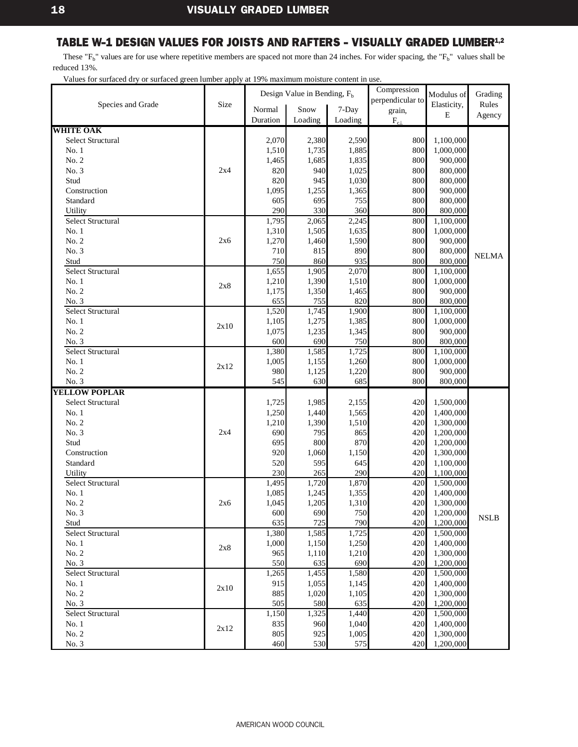## TABLE W-1 DESIGN VALUES FOR JOISTS AND RAFTERS - VISUALLY GRADED LUMBER[1,2]

These "$F_b$" values are for use where repetitive members are spaced not more than 24 inches. For wider spacing, the "$F_b$" values shall be reduced 13%.

Values for surfaced dry or surfaced green lumber apply at 19% maximum moisture content in use.

| Species and Grade | Size | Design Value in Bending, $F_b$ | | | Compression perpendicular to grain, $F_{c\perp}$ | Modulus of Elasticity, E | Grading Rules Agency |
|---|---|---|---|---|---|---|---|
| | | Normal Duration | Snow Loading | 7-Day Loading | | | |
| **WHITE OAK** | | | | | | | |
| Select Structural | 2x4 | 2,070 | 2,380 | 2,590 | 800 | 1,100,000 | NELMA |
| No. 1 | 2x4 | 1,510 | 1,735 | 1,885 | 800 | 1,000,000 | NELMA |
| No. 2 | 2x4 | 1,465 | 1,685 | 1,835 | 800 | 900,000 | NELMA |
| No. 3 | 2x4 | 820 | 940 | 1,025 | 800 | 800,000 | NELMA |
| Stud | 2x4 | 820 | 945 | 1,030 | 800 | 800,000 | NELMA |
| Construction | 2x4 | 1,095 | 1,255 | 1,365 | 800 | 900,000 | NELMA |
| Standard | 2x4 | 605 | 695 | 755 | 800 | 800,000 | NELMA |
| Utility | 2x4 | 290 | 330 | 360 | 800 | 800,000 | NELMA |
| Select Structural | 2x6 | 1,795 | 2,065 | 2,245 | 800 | 1,100,000 | NELMA |
| No. 1 | 2x6 | 1,310 | 1,505 | 1,635 | 800 | 1,000,000 | NELMA |
| No. 2 | 2x6 | 1,270 | 1,460 | 1,590 | 800 | 900,000 | NELMA |
| No. 3 | 2x6 | 710 | 815 | 890 | 800 | 800,000 | NELMA |
| Stud | 2x6 | 750 | 860 | 935 | 800 | 800,000 | NELMA |
| Select Structural | 2x8 | 1,655 | 1,905 | 2,070 | 800 | 1,100,000 | NELMA |
| No. 1 | 2x8 | 1,210 | 1,390 | 1,510 | 800 | 1,000,000 | NELMA |
| No. 2 | 2x8 | 1,175 | 1,350 | 1,465 | 800 | 900,000 | NELMA |
| No. 3 | 2x8 | 655 | 755 | 820 | 800 | 800,000 | NELMA |
| Select Structural | 2x10 | 1,520 | 1,745 | 1,900 | 800 | 1,100,000 | NELMA |
| No. 1 | 2x10 | 1,105 | 1,275 | 1,385 | 800 | 1,000,000 | NELMA |
| No. 2 | 2x10 | 1,075 | 1,235 | 1,345 | 800 | 900,000 | NELMA |
| No. 3 | 2x10 | 600 | 690 | 750 | 800 | 800,000 | NELMA |
| Select Structural | 2x12 | 1,380 | 1,585 | 1,725 | 800 | 1,100,000 | NELMA |
| No. 1 | 2x12 | 1,005 | 1,155 | 1,260 | 800 | 1,000,000 | NELMA |
| No. 2 | 2x12 | 980 | 1,125 | 1,220 | 800 | 900,000 | NELMA |
| No. 3 | 2x12 | 545 | 630 | 685 | 800 | 800,000 | NELMA |
| **YELLOW POPLAR** | | | | | | | |
| Select Structural | 2x4 | 1,725 | 1,985 | 2,155 | 420 | 1,500,000 | NSLB |
| No. 1 | 2x4 | 1,250 | 1,440 | 1,565 | 420 | 1,400,000 | NSLB |
| No. 2 | 2x4 | 1,210 | 1,390 | 1,510 | 420 | 1,300,000 | NSLB |
| No. 3 | 2x4 | 690 | 795 | 865 | 420 | 1,200,000 | NSLB |
| Stud | 2x4 | 695 | 800 | 870 | 420 | 1,200,000 | NSLB |
| Construction | 2x4 | 920 | 1,060 | 1,150 | 420 | 1,300,000 | NSLB |
| Standard | 2x4 | 520 | 595 | 645 | 420 | 1,100,000 | NSLB |
| Utility | 2x4 | 230 | 265 | 290 | 420 | 1,100,000 | NSLB |
| Select Structural | 2x6 | 1,495 | 1,720 | 1,870 | 420 | 1,500,000 | NSLB |
| No. 1 | 2x6 | 1,085 | 1,245 | 1,355 | 420 | 1,400,000 | NSLB |
| No. 2 | 2x6 | 1,045 | 1,205 | 1,310 | 420 | 1,300,000 | NSLB |
| No. 3 | 2x6 | 600 | 690 | 750 | 420 | 1,200,000 | NSLB |
| Stud | 2x6 | 635 | 725 | 790 | 420 | 1,200,000 | NSLB |
| Select Structural | 2x8 | 1,380 | 1,585 | 1,725 | 420 | 1,500,000 | NSLB |
| No. 1 | 2x8 | 1,000 | 1,150 | 1,250 | 420 | 1,400,000 | NSLB |
| No. 2 | 2x8 | 965 | 1,110 | 1,210 | 420 | 1,300,000 | NSLB |
| No. 3 | 2x8 | 550 | 635 | 690 | 420 | 1,200,000 | NSLB |
| Select Structural | 2x10 | 1,265 | 1,455 | 1,580 | 420 | 1,500,000 | NSLB |
| No. 1 | 2x10 | 915 | 1,055 | 1,145 | 420 | 1,400,000 | NSLB |
| No. 2 | 2x10 | 885 | 1,020 | 1,105 | 420 | 1,300,000 | NSLB |
| No. 3 | 2x10 | 505 | 580 | 635 | 420 | 1,200,000 | NSLB |
| Select Structural | 2x12 | 1,150 | 1,325 | 1,440 | 420 | 1,500,000 | NSLB |
| No. 1 | 2x12 | 835 | 960 | 1,040 | 420 | 1,400,000 | NSLB |
| No. 2 | 2x12 | 805 | 925 | 1,005 | 420 | 1,300,000 | NSLB |
| No. 3 | 2x12 | 460 | 530 | 575 | 420 | 1,200,000 | NSLB |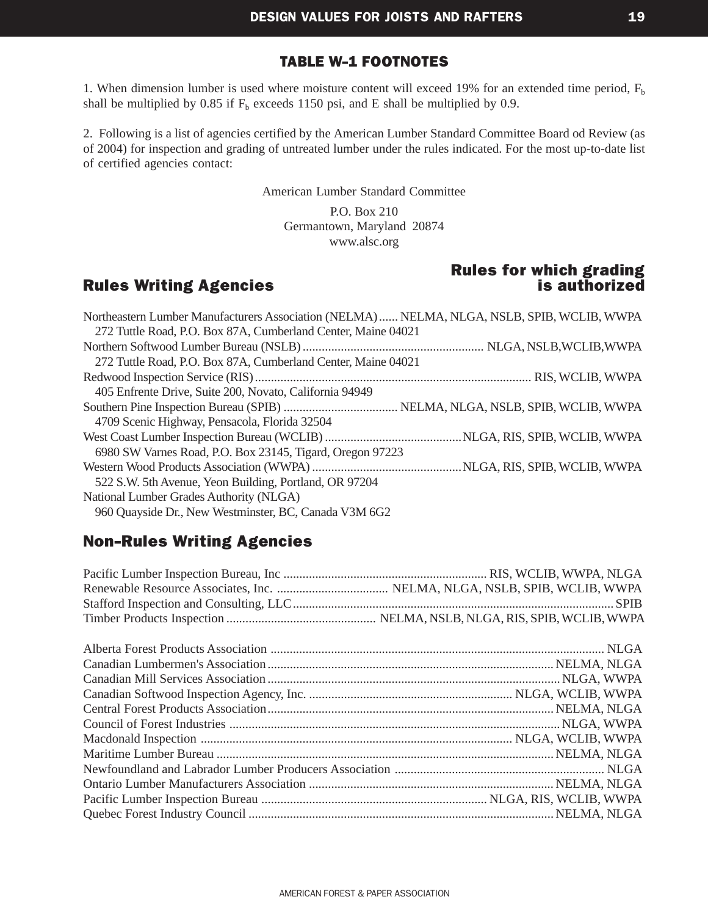## TABLE W-1 FOOTNOTES

1. When dimension lumber is used where moisture content will exceed 19% for an extended time period, $F_b$ shall be multiplied by 0.85 if $F_b$ exceeds 1150 psi, and E shall be multiplied by 0.9.

2. Following is a list of agencies certified by the American Lumber Standard Committee Board od Review (as of 2004) for inspection and grading of untreated lumber under the rules indicated. For the most up-to-date list of certified agencies contact:

American Lumber Standard Committee

P.O. Box 210
Germantown, Maryland 20874
www.alsc.org

### Rules Writing Agencies — Rules for which grading is authorized

Northeastern Lumber Manufacturers Association (NELMA) ...... NELMA, NLGA, NSLB, SPIB, WCLIB, WWPA
272 Tuttle Road, P.O. Box 87A, Cumberland Center, Maine 04021

Northern Softwood Lumber Bureau (NSLB) ......................................................... NLGA, NSLB,WCLIB,WWPA
272 Tuttle Road, P.O. Box 87A, Cumberland Center, Maine 04021

Redwood Inspection Service (RIS) ....................................................................................... RIS, WCLIB, WWPA
405 Enfrente Drive, Suite 200, Novato, California 94949

Southern Pine Inspection Bureau (SPIB) .................................... NELMA, NLGA, NSLB, SPIB, WCLIB, WWPA
4709 Scenic Highway, Pensacola, Florida 32504

West Coast Lumber Inspection Bureau (WCLIB) ...........................................NLGA, RIS, SPIB, WCLIB, WWPA
6980 SW Varnes Road, P.O. Box 23145, Tigard, Oregon 97223

Western Wood Products Association (WWPA) ...............................................NLGA, RIS, SPIB, WCLIB, WWPA
522 S.W. 5th Avenue, Yeon Building, Portland, OR 97204

National Lumber Grades Authority (NLGA)
960 Quayside Dr., New Westminster, BC, Canada V3M 6G2

### Non-Rules Writing Agencies

Pacific Lumber Inspection Bureau, Inc ................................................................ RIS, WCLIB, WWPA, NLGA
Renewable Resource Associates, Inc. ................................... NELMA, NLGA, NSLB, SPIB, WCLIB, WWPA
Stafford Inspection and Consulting, LLC ..................................................................................................... SPIB
Timber Products Inspection ............................................... NELMA, NSLB, NLGA, RIS, SPIB, WCLIB, WWPA

Alberta Forest Products Association ......................................................................................................... NLGA
Canadian Lumbermen's Association .......................................................................................... NELMA, NLGA
Canadian Mill Services Association ............................................................................................ NLGA, WWPA
Canadian Softwood Inspection Agency, Inc. ................................................................ NLGA, WCLIB, WWPA
Central Forest Products Association .......................................................................................... NELMA, NLGA
Council of Forest Industries ........................................................................................................ NLGA, WWPA
Macdonald Inspection ................................................................................................. NLGA, WCLIB, WWPA
Maritime Lumber Bureau ........................................................................................................... NELMA, NLGA
Newfoundland and Labrador Lumber Producers Association .................................................................. NLGA
Ontario Lumber Manufacturers Association ............................................................................. NELMA, NLGA
Pacific Lumber Inspection Bureau ....................................................................... NLGA, RIS, WCLIB, WWPA
Quebec Forest Industry Council ................................................................................................ NELMA, NLGA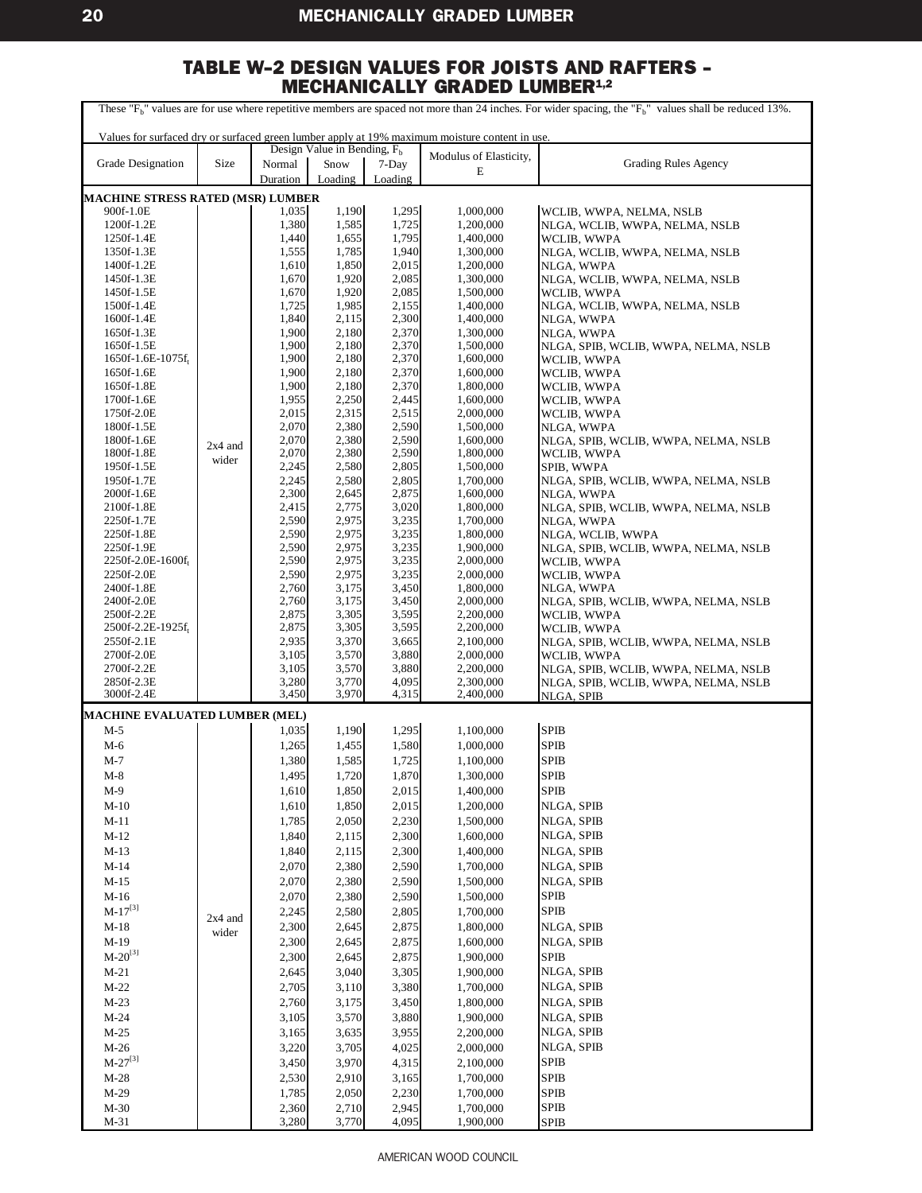# TABLE W-2 DESIGN VALUES FOR JOISTS AND RAFTERS – MECHANICALLY GRADED LUMBER[1,2]

These "$F_b$" values are for use where repetitive members are spaced not more than 24 inches. For wider spacing, the "$F_b$" values shall be reduced 13%.

Values for surfaced dry or surfaced green lumber apply at 19% maximum moisture content in use.

| Grade Designation | Size | Design Value in Bending, $F_b$ | | | Modulus of Elasticity, E | Grading Rules Agency |
|---|---|---|---|---|---|---|
| | | Normal Duration | Snow Loading | 7-Day Loading | | |
| **MACHINE STRESS RATED (MSR) LUMBER** | | | | | | |
| 900f-1.0E | 2x4 and wider | 1,035 | 1,190 | 1,295 | 1,000,000 | WCLIB, WWPA, NELMA, NSLB |
| 1200f-1.2E | | 1,380 | 1,585 | 1,725 | 1,200,000 | NLGA, WCLIB, WWPA, NELMA, NSLB |
| 1250f-1.4E | | 1,440 | 1,655 | 1,795 | 1,400,000 | WCLIB, WWPA |
| 1350f-1.3E | | 1,555 | 1,785 | 1,940 | 1,300,000 | NLGA, WCLIB, WWPA, NELMA, NSLB |
| 1400f-1.2E | | 1,610 | 1,850 | 2,015 | 1,200,000 | NLGA, WWPA |
| 1450f-1.3E | | 1,670 | 1,920 | 2,085 | 1,300,000 | NLGA, WCLIB, WWPA, NELMA, NSLB |
| 1450f-1.5E | | 1,670 | 1,920 | 2,085 | 1,500,000 | WCLIB, WWPA |
| 1500f-1.4E | | 1,725 | 1,985 | 2,155 | 1,400,000 | NLGA, WCLIB, WWPA, NELMA, NSLB |
| 1600f-1.4E | | 1,840 | 2,115 | 2,300 | 1,400,000 | NLGA, WWPA |
| 1650f-1.3E | | 1,900 | 2,180 | 2,370 | 1,300,000 | NLGA, WWPA |
| 1650f-1.5E | | 1,900 | 2,180 | 2,370 | 1,500,000 | NLGA, SPIB, WCLIB, WWPA, NELMA, NSLB |
| 1650f-1.6E-1075$f_t$ | | 1,900 | 2,180 | 2,370 | 1,600,000 | WCLIB, WWPA |
| 1650f-1.6E | | 1,900 | 2,180 | 2,370 | 1,600,000 | WCLIB, WWPA |
| 1650f-1.8E | | 1,900 | 2,180 | 2,370 | 1,800,000 | WCLIB, WWPA |
| 1700f-1.6E | | 1,955 | 2,250 | 2,445 | 1,600,000 | WCLIB, WWPA |
| 1750f-2.0E | | 2,015 | 2,315 | 2,515 | 2,000,000 | WCLIB, WWPA |
| 1800f-1.5E | | 2,070 | 2,380 | 2,590 | 1,500,000 | NLGA, WWPA |
| 1800f-1.6E | | 2,070 | 2,380 | 2,590 | 1,600,000 | NLGA, SPIB, WCLIB, WWPA, NELMA, NSLB |
| 1800f-1.8E | | 2,070 | 2,380 | 2,590 | 1,800,000 | WCLIB, WWPA |
| 1950f-1.5E | | 2,245 | 2,580 | 2,805 | 1,500,000 | SPIB, WWPA |
| 1950f-1.7E | | 2,245 | 2,580 | 2,805 | 1,700,000 | NLGA, SPIB, WCLIB, WWPA, NELMA, NSLB |
| 2000f-1.6E | | 2,300 | 2,645 | 2,875 | 1,600,000 | NLGA, WWPA |
| 2100f-1.8E | | 2,415 | 2,775 | 3,020 | 1,800,000 | NLGA, SPIB, WCLIB, WWPA, NELMA, NSLB |
| 2250f-1.7E | | 2,590 | 2,975 | 3,235 | 1,700,000 | NLGA, WWPA |
| 2250f-1.8E | | 2,590 | 2,975 | 3,235 | 1,800,000 | NLGA, WCLIB, WWPA |
| 2250f-1.9E | | 2,590 | 2,975 | 3,235 | 1,900,000 | NLGA, SPIB, WCLIB, WWPA, NELMA, NSLB |
| 2250f-2.0E-1600$f_t$ | | 2,590 | 2,975 | 3,235 | 2,000,000 | WCLIB, WWPA |
| 2250f-2.0E | | 2,590 | 2,975 | 3,235 | 2,000,000 | WCLIB, WWPA |
| 2400f-1.8E | | 2,760 | 3,175 | 3,450 | 1,800,000 | NLGA, WWPA |
| 2400f-2.0E | | 2,760 | 3,175 | 3,450 | 2,000,000 | NLGA, SPIB, WCLIB, WWPA, NELMA, NSLB |
| 2500f-2.2E | | 2,875 | 3,305 | 3,595 | 2,200,000 | WCLIB, WWPA |
| 2500f-2.2E-1925$f_t$ | | 2,875 | 3,305 | 3,595 | 2,200,000 | WCLIB, WWPA |
| 2550f-2.1E | | 2,935 | 3,370 | 3,665 | 2,100,000 | NLGA, SPIB, WCLIB, WWPA, NELMA, NSLB |
| 2700f-2.0E | | 3,105 | 3,570 | 3,880 | 2,000,000 | WCLIB, WWPA |
| 2700f-2.2E | | 3,105 | 3,570 | 3,880 | 2,200,000 | NLGA, SPIB, WCLIB, WWPA, NELMA, NSLB |
| 2850f-2.3E | | 3,280 | 3,770 | 4,095 | 2,300,000 | NLGA, SPIB, WCLIB, WWPA, NELMA, NSLB |
| 3000f-2.4E | | 3,450 | 3,970 | 4,315 | 2,400,000 | NLGA, SPIB |
| **MACHINE EVALUATED LUMBER (MEL)** | | | | | | |
| M-5 | 2x4 and wider | 1,035 | 1,190 | 1,295 | 1,100,000 | SPIB |
| M-6 | | 1,265 | 1,455 | 1,580 | 1,000,000 | SPIB |
| M-7 | | 1,380 | 1,585 | 1,725 | 1,100,000 | SPIB |
| M-8 | | 1,495 | 1,720 | 1,870 | 1,300,000 | SPIB |
| M-9 | | 1,610 | 1,850 | 2,015 | 1,400,000 | SPIB |
| M-10 | | 1,610 | 1,850 | 2,015 | 1,200,000 | NLGA, SPIB |
| M-11 | | 1,785 | 2,050 | 2,230 | 1,500,000 | NLGA, SPIB |
| M-12 | | 1,840 | 2,115 | 2,300 | 1,600,000 | NLGA, SPIB |
| M-13 | | 1,840 | 2,115 | 2,300 | 1,400,000 | NLGA, SPIB |
| M-14 | | 2,070 | 2,380 | 2,590 | 1,700,000 | NLGA, SPIB |
| M-15 | | 2,070 | 2,380 | 2,590 | 1,500,000 | NLGA, SPIB |
| M-16 | | 2,070 | 2,380 | 2,590 | 1,500,000 | SPIB |
| M-17[3] | | 2,245 | 2,580 | 2,805 | 1,700,000 | SPIB |
| M-18 | | 2,300 | 2,645 | 2,875 | 1,800,000 | NLGA, SPIB |
| M-19 | | 2,300 | 2,645 | 2,875 | 1,600,000 | NLGA, SPIB |
| M-20[3] | | 2,300 | 2,645 | 2,875 | 1,900,000 | SPIB |
| M-21 | | 2,645 | 3,040 | 3,305 | 1,900,000 | NLGA, SPIB |
| M-22 | | 2,705 | 3,110 | 3,380 | 1,700,000 | NLGA, SPIB |
| M-23 | | 2,760 | 3,175 | 3,450 | 1,800,000 | NLGA, SPIB |
| M-24 | | 3,105 | 3,570 | 3,880 | 1,900,000 | NLGA, SPIB |
| M-25 | | 3,165 | 3,635 | 3,955 | 2,200,000 | NLGA, SPIB |
| M-26 | | 3,220 | 3,705 | 4,025 | 2,000,000 | NLGA, SPIB |
| M-27[3] | | 3,450 | 3,970 | 4,315 | 2,100,000 | SPIB |
| M-28 | | 2,530 | 2,910 | 3,165 | 1,700,000 | SPIB |
| M-29 | | 1,785 | 2,050 | 2,230 | 1,700,000 | SPIB |
| M-30 | | 2,360 | 2,710 | 2,945 | 1,700,000 | SPIB |
| M-31 | | 3,280 | 3,770 | 4,095 | 1,900,000 | SPIB |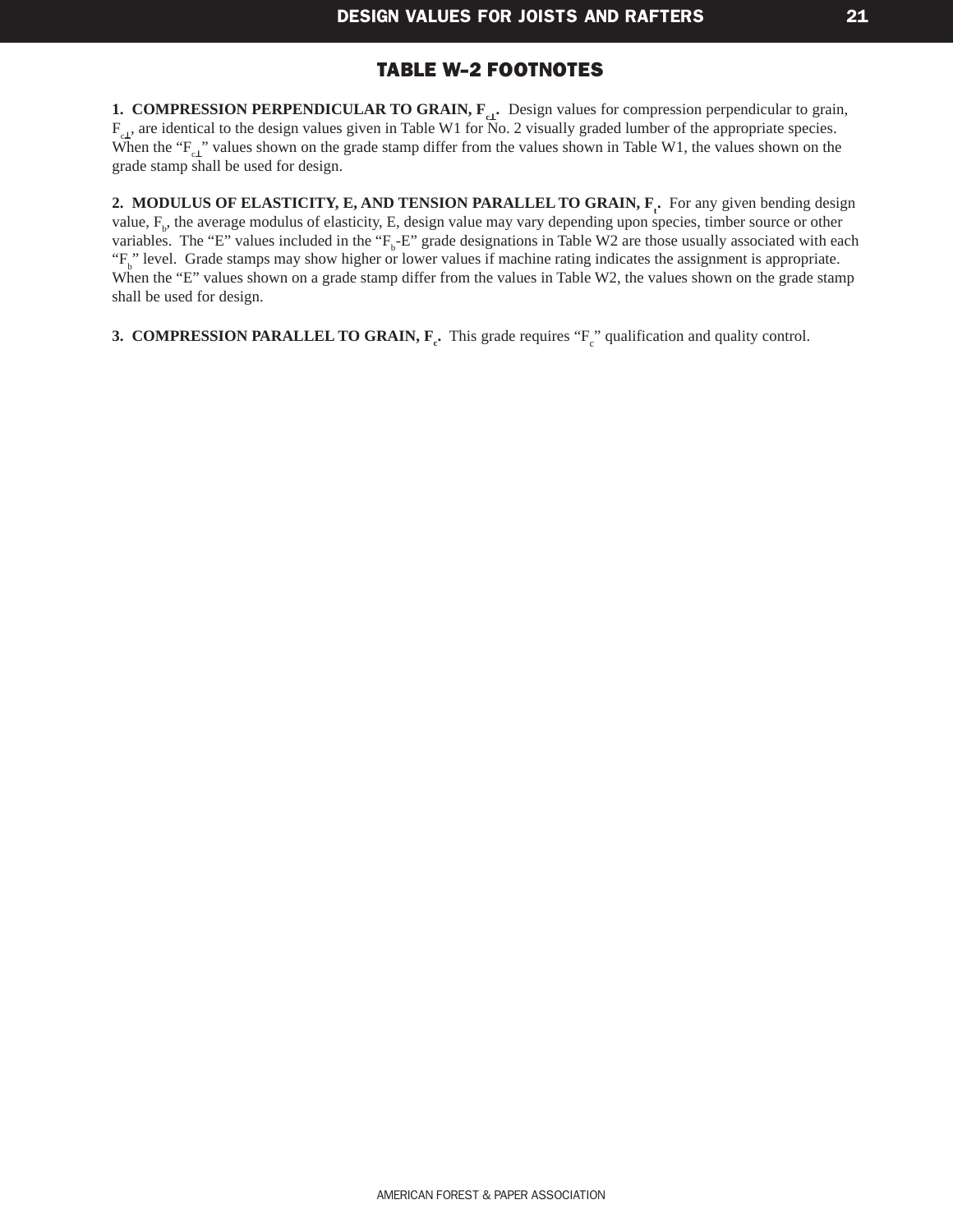## TABLE W-2 FOOTNOTES

**1. COMPRESSION PERPENDICULAR TO GRAIN, $F_{c\perp}$.** Design values for compression perpendicular to grain, $F_{c\perp}$, are identical to the design values given in Table W1 for No. 2 visually graded lumber of the appropriate species. When the "$F_{c\perp}$" values shown on the grade stamp differ from the values shown in Table W1, the values shown on the grade stamp shall be used for design.

**2. MODULUS OF ELASTICITY, E, AND TENSION PARALLEL TO GRAIN, $F_t$.** For any given bending design value, $F_b$, the average modulus of elasticity, E, design value may vary depending upon species, timber source or other variables. The "E" values included in the "$F_b$-E" grade designations in Table W2 are those usually associated with each "$F_b$" level. Grade stamps may show higher or lower values if machine rating indicates the assignment is appropriate. When the "E" values shown on a grade stamp differ from the values in Table W2, the values shown on the grade stamp shall be used for design.

**3. COMPRESSION PARALLEL TO GRAIN, $F_c$.** This grade requires "$F_c$" qualification and quality control.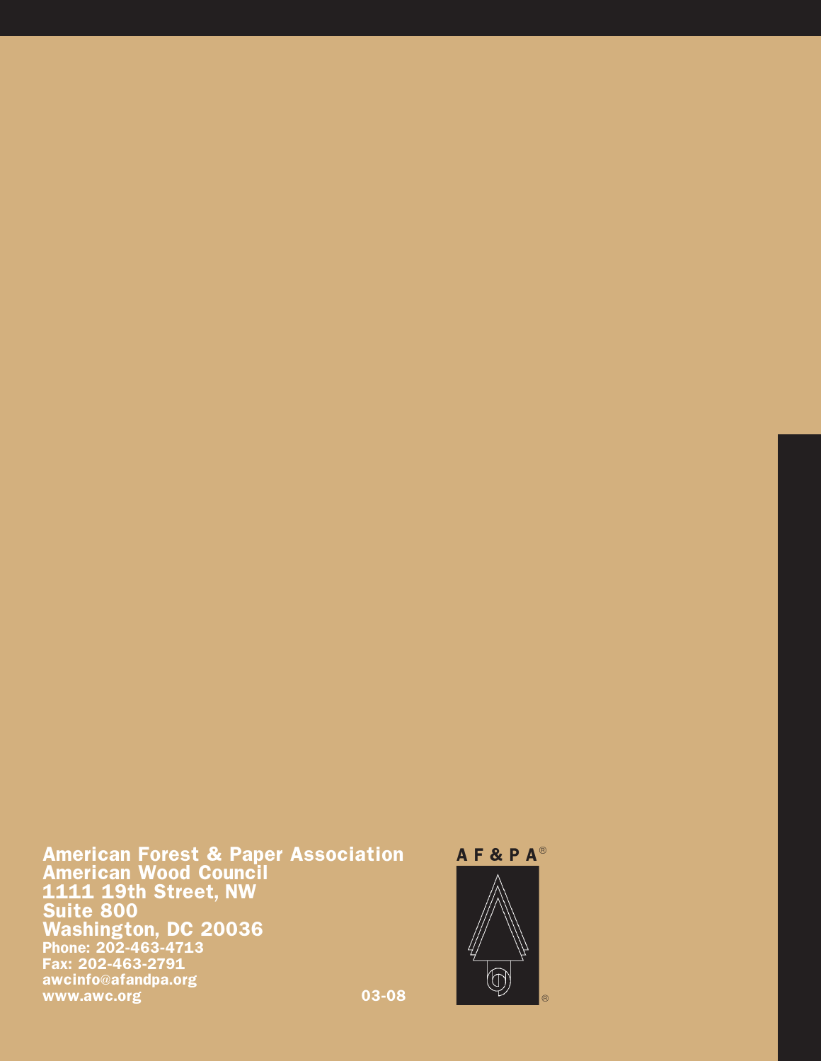**American Forest & Paper Association**
**American Wood Council**
**1111 19th Street, NW**
**Suite 800**
**Washington, DC 20036**
**Phone: 202-463-4713**
**Fax: 202-463-2791**
**awcinfo@afandpa.org**
**www.awc.org**

03-08

A F & P A®